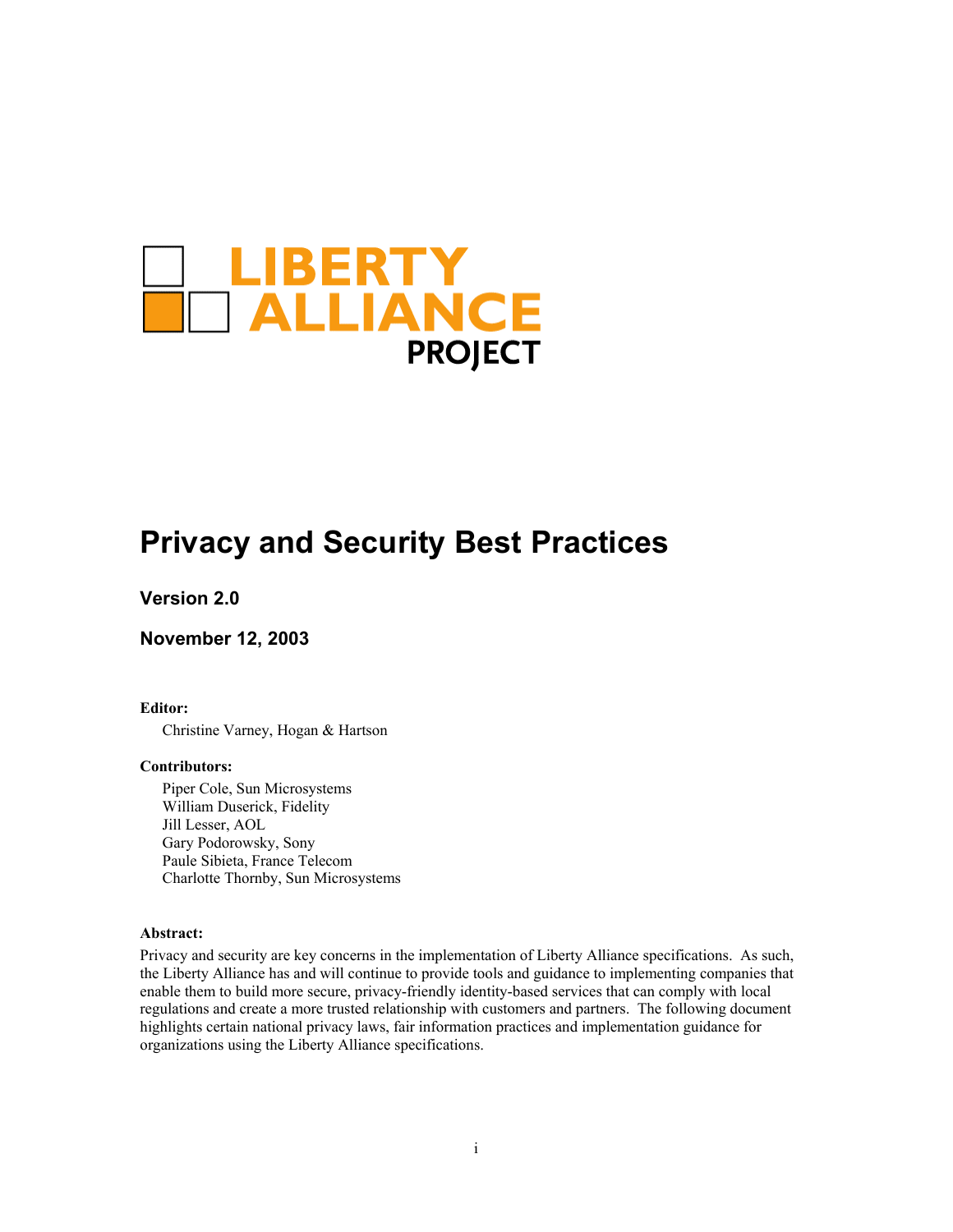LIBERTY ALLIANCE PROJECT

# Privacy and Security Best Practices

## Version 2.0

## November 12, 2003

**Editor:**

Christine Varney, Hogan & Hartson

**Contributors:**

Piper Cole, Sun Microsystems
William Duserick, Fidelity
Jill Lesser, AOL
Gary Podorowsky, Sony
Paule Sibieta, France Telecom
Charlotte Thornby, Sun Microsystems

**Abstract:**

Privacy and security are key concerns in the implementation of Liberty Alliance specifications. As such, the Liberty Alliance has and will continue to provide tools and guidance to implementing companies that enable them to build more secure, privacy-friendly identity-based services that can comply with local regulations and create a more trusted relationship with customers and partners. The following document highlights certain national privacy laws, fair information practices and implementation guidance for organizations using the Liberty Alliance specifications.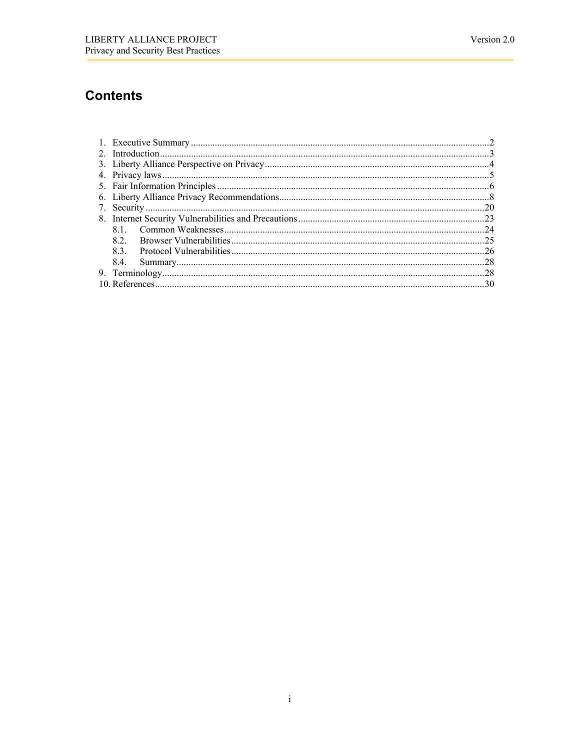# Contents

1. Executive Summary ....................................................................................................................2
2. Introduction ..............................................................................................................................3
3. Liberty Alliance Perspective on Privacy .....................................................................................4
4. Privacy laws ..............................................................................................................................5
5. Fair Information Principles .........................................................................................................6
6. Liberty Alliance Privacy Recommendations ...............................................................................8
7. Security ..................................................................................................................................20
8. Internet Security Vulnerabilities and Precautions ......................................................................23
   - 8.1. Common Weaknesses .......................................................................................................24
   - 8.2. Browser Vulnerabilities .....................................................................................................25
   - 8.3. Protocol Vulnerabilities .....................................................................................................26
   - 8.4. Summary ..........................................................................................................................28
9. Terminology .............................................................................................................................28
10. References ..............................................................................................................................30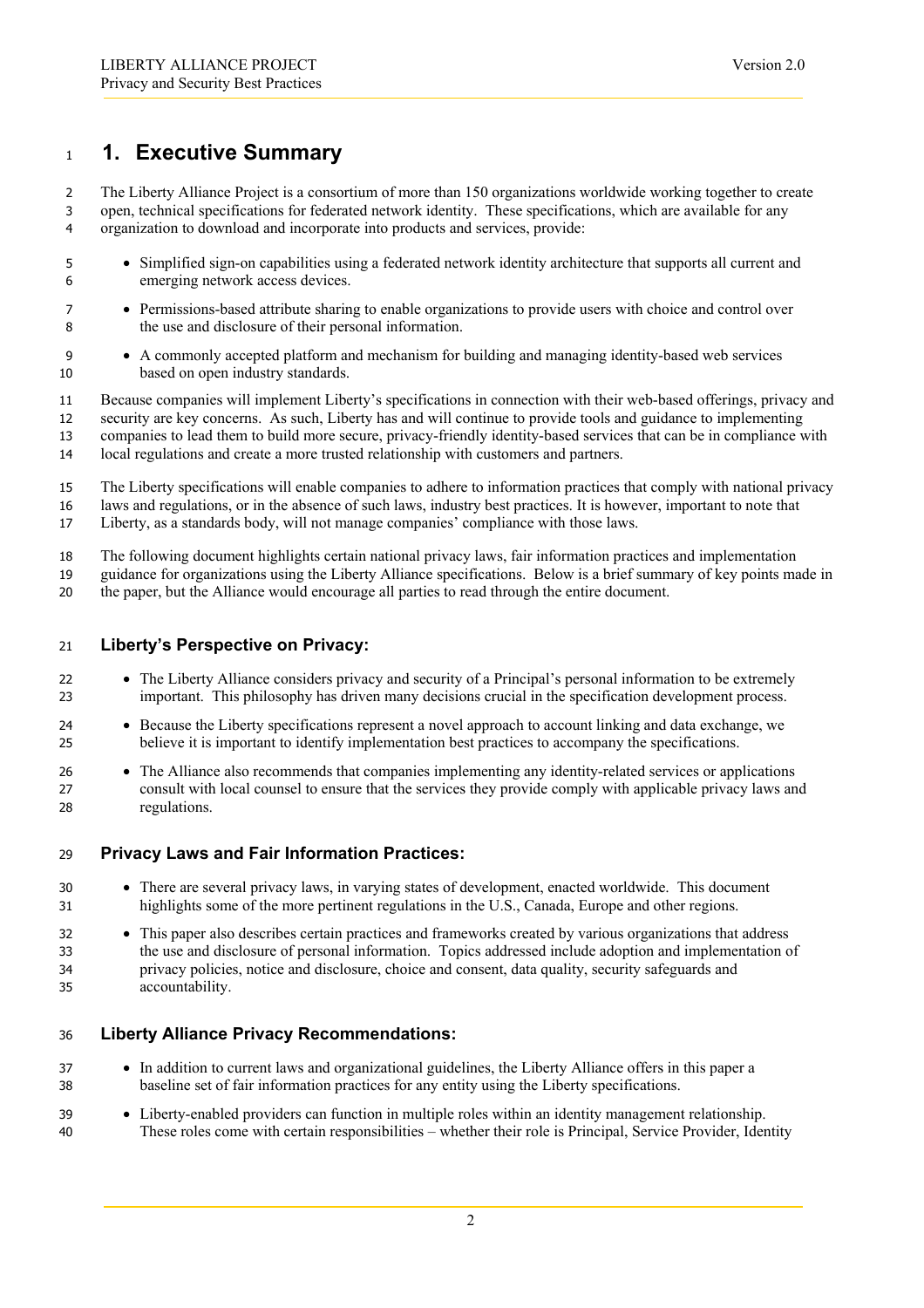# 1. Executive Summary

The Liberty Alliance Project is a consortium of more than 150 organizations worldwide working together to create open, technical specifications for federated network identity. These specifications, which are available for any organization to download and incorporate into products and services, provide:

- Simplified sign-on capabilities using a federated network identity architecture that supports all current and emerging network access devices.
- Permissions-based attribute sharing to enable organizations to provide users with choice and control over the use and disclosure of their personal information.
- A commonly accepted platform and mechanism for building and managing identity-based web services based on open industry standards.

Because companies will implement Liberty's specifications in connection with their web-based offerings, privacy and security are key concerns. As such, Liberty has and will continue to provide tools and guidance to implementing companies to lead them to build more secure, privacy-friendly identity-based services that can be in compliance with local regulations and create a more trusted relationship with customers and partners.

The Liberty specifications will enable companies to adhere to information practices that comply with national privacy laws and regulations, or in the absence of such laws, industry best practices. It is however, important to note that Liberty, as a standards body, will not manage companies' compliance with those laws.

The following document highlights certain national privacy laws, fair information practices and implementation guidance for organizations using the Liberty Alliance specifications. Below is a brief summary of key points made in the paper, but the Alliance would encourage all parties to read through the entire document.

### Liberty's Perspective on Privacy:

- The Liberty Alliance considers privacy and security of a Principal's personal information to be extremely important. This philosophy has driven many decisions crucial in the specification development process.
- Because the Liberty specifications represent a novel approach to account linking and data exchange, we believe it is important to identify implementation best practices to accompany the specifications.
- The Alliance also recommends that companies implementing any identity-related services or applications consult with local counsel to ensure that the services they provide comply with applicable privacy laws and regulations.

### Privacy Laws and Fair Information Practices:

- There are several privacy laws, in varying states of development, enacted worldwide. This document highlights some of the more pertinent regulations in the U.S., Canada, Europe and other regions.
- This paper also describes certain practices and frameworks created by various organizations that address the use and disclosure of personal information. Topics addressed include adoption and implementation of privacy policies, notice and disclosure, choice and consent, data quality, security safeguards and accountability.

### Liberty Alliance Privacy Recommendations:

- In addition to current laws and organizational guidelines, the Liberty Alliance offers in this paper a baseline set of fair information practices for any entity using the Liberty specifications.
- Liberty-enabled providers can function in multiple roles within an identity management relationship. These roles come with certain responsibilities – whether their role is Principal, Service Provider, Identity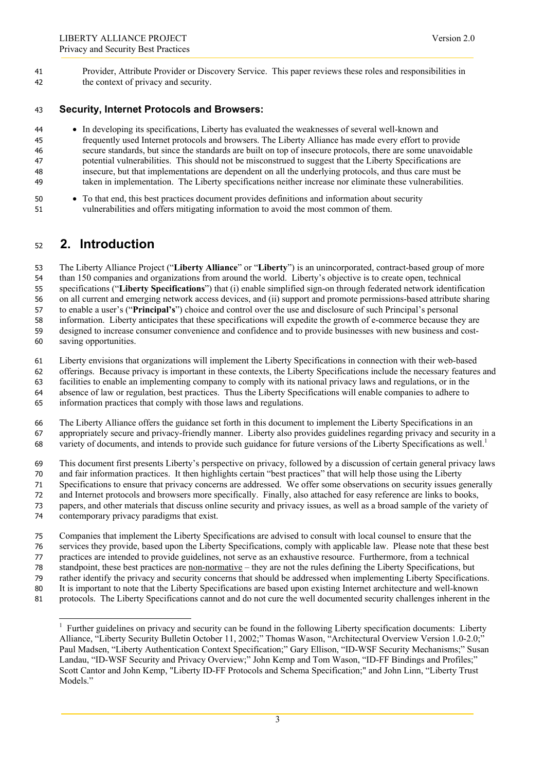Provider, Attribute Provider or Discovery Service. This paper reviews these roles and responsibilities in the context of privacy and security.

### Security, Internet Protocols and Browsers:

- In developing its specifications, Liberty has evaluated the weaknesses of several well-known and frequently used Internet protocols and browsers. The Liberty Alliance has made every effort to provide secure standards, but since the standards are built on top of insecure protocols, there are some unavoidable potential vulnerabilities. This should not be misconstrued to suggest that the Liberty Specifications are insecure, but that implementations are dependent on all the underlying protocols, and thus care must be taken in implementation. The Liberty specifications neither increase nor eliminate these vulnerabilities.
- To that end, this best practices document provides definitions and information about security vulnerabilities and offers mitigating information to avoid the most common of them.

## 2. Introduction

The Liberty Alliance Project ("**Liberty Alliance**" or "**Liberty**") is an unincorporated, contract-based group of more than 150 companies and organizations from around the world. Liberty's objective is to create open, technical specifications ("**Liberty Specifications**") that (i) enable simplified sign-on through federated network identification on all current and emerging network access devices, and (ii) support and promote permissions-based attribute sharing to enable a user's ("**Principal's**") choice and control over the use and disclosure of such Principal's personal information. Liberty anticipates that these specifications will expedite the growth of e-commerce because they are designed to increase consumer convenience and confidence and to provide businesses with new business and cost-saving opportunities.

Liberty envisions that organizations will implement the Liberty Specifications in connection with their web-based offerings. Because privacy is important in these contexts, the Liberty Specifications include the necessary features and facilities to enable an implementing company to comply with its national privacy laws and regulations, or in the absence of law or regulation, best practices. Thus the Liberty Specifications will enable companies to adhere to information practices that comply with those laws and regulations.

The Liberty Alliance offers the guidance set forth in this document to implement the Liberty Specifications in an appropriately secure and privacy-friendly manner. Liberty also provides guidelines regarding privacy and security in a variety of documents, and intends to provide such guidance for future versions of the Liberty Specifications as well.[1]

This document first presents Liberty's perspective on privacy, followed by a discussion of certain general privacy laws and fair information practices. It then highlights certain "best practices" that will help those using the Liberty Specifications to ensure that privacy concerns are addressed. We offer some observations on security issues generally and Internet protocols and browsers more specifically. Finally, also attached for easy reference are links to books, papers, and other materials that discuss online security and privacy issues, as well as a broad sample of the variety of contemporary privacy paradigms that exist.

Companies that implement the Liberty Specifications are advised to consult with local counsel to ensure that the services they provide, based upon the Liberty Specifications, comply with applicable law. Please note that these best practices are intended to provide guidelines, not serve as an exhaustive resource. Furthermore, from a technical standpoint, these best practices are non-normative – they are not the rules defining the Liberty Specifications, but rather identify the privacy and security concerns that should be addressed when implementing Liberty Specifications. It is important to note that the Liberty Specifications are based upon existing Internet architecture and well-known protocols. The Liberty Specifications cannot and do not cure the well documented security challenges inherent in the

---

[1] Further guidelines on privacy and security can be found in the following Liberty specification documents: Liberty Alliance, "Liberty Security Bulletin October 11, 2002;" Thomas Wason, "Architectural Overview Version 1.0-2.0;" Paul Madsen, "Liberty Authentication Context Specification;" Gary Ellison, "ID-WSF Security Mechanisms;" Susan Landau, "ID-WSF Security and Privacy Overview;" John Kemp and Tom Wason, "ID-FF Bindings and Profiles;" Scott Cantor and John Kemp, "Liberty ID-FF Protocols and Schema Specification;" and John Linn, "Liberty Trust Models."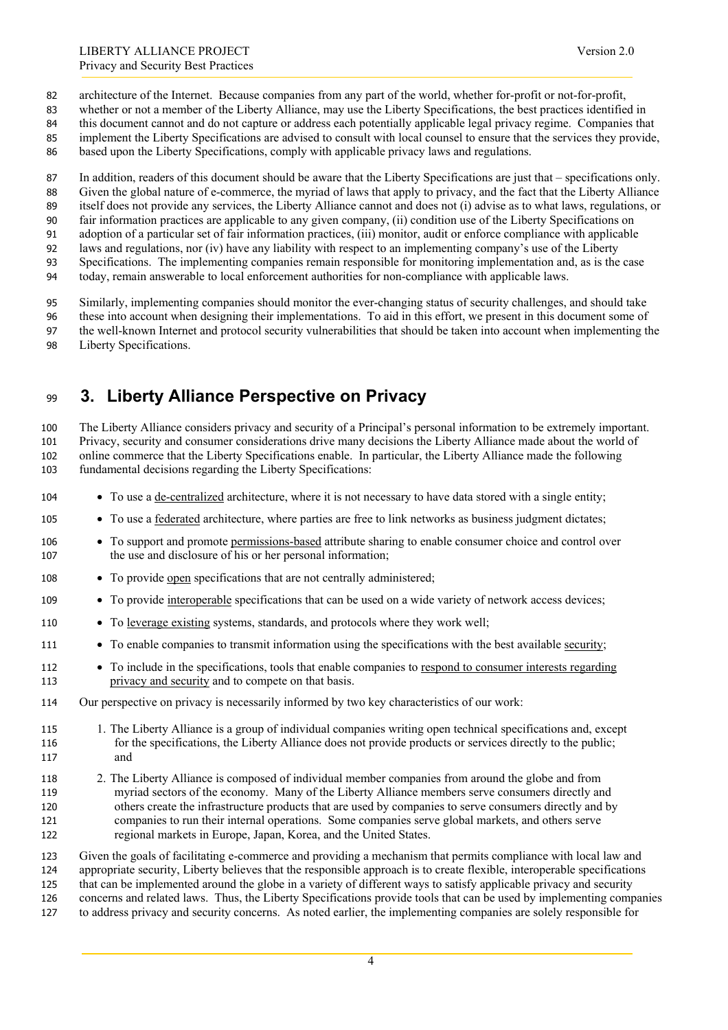architecture of the Internet. Because companies from any part of the world, whether for-profit or not-for-profit, whether or not a member of the Liberty Alliance, may use the Liberty Specifications, the best practices identified in this document cannot and do not capture or address each potentially applicable legal privacy regime. Companies that implement the Liberty Specifications are advised to consult with local counsel to ensure that the services they provide, based upon the Liberty Specifications, comply with applicable privacy laws and regulations.

In addition, readers of this document should be aware that the Liberty Specifications are just that – specifications only. Given the global nature of e-commerce, the myriad of laws that apply to privacy, and the fact that the Liberty Alliance itself does not provide any services, the Liberty Alliance cannot and does not (i) advise as to what laws, regulations, or fair information practices are applicable to any given company, (ii) condition use of the Liberty Specifications on adoption of a particular set of fair information practices, (iii) monitor, audit or enforce compliance with applicable laws and regulations, nor (iv) have any liability with respect to an implementing company's use of the Liberty Specifications. The implementing companies remain responsible for monitoring implementation and, as is the case today, remain answerable to local enforcement authorities for non-compliance with applicable laws.

Similarly, implementing companies should monitor the ever-changing status of security challenges, and should take these into account when designing their implementations. To aid in this effort, we present in this document some of the well-known Internet and protocol security vulnerabilities that should be taken into account when implementing the Liberty Specifications.

# 3. Liberty Alliance Perspective on Privacy

The Liberty Alliance considers privacy and security of a Principal's personal information to be extremely important. Privacy, security and consumer considerations drive many decisions the Liberty Alliance made about the world of online commerce that the Liberty Specifications enable. In particular, the Liberty Alliance made the following fundamental decisions regarding the Liberty Specifications:

- To use a de-centralized architecture, where it is not necessary to have data stored with a single entity;
- To use a federated architecture, where parties are free to link networks as business judgment dictates;
- To support and promote permissions-based attribute sharing to enable consumer choice and control over the use and disclosure of his or her personal information;
- To provide open specifications that are not centrally administered;
- To provide interoperable specifications that can be used on a wide variety of network access devices;
- To leverage existing systems, standards, and protocols where they work well;
- To enable companies to transmit information using the specifications with the best available security;
- To include in the specifications, tools that enable companies to respond to consumer interests regarding privacy and security and to compete on that basis.

Our perspective on privacy is necessarily informed by two key characteristics of our work:

1. The Liberty Alliance is a group of individual companies writing open technical specifications and, except for the specifications, the Liberty Alliance does not provide products or services directly to the public; and
2. The Liberty Alliance is composed of individual member companies from around the globe and from myriad sectors of the economy. Many of the Liberty Alliance members serve consumers directly and others create the infrastructure products that are used by companies to serve consumers directly and by companies to run their internal operations. Some companies serve global markets, and others serve regional markets in Europe, Japan, Korea, and the United States.

Given the goals of facilitating e-commerce and providing a mechanism that permits compliance with local law and appropriate security, Liberty believes that the responsible approach is to create flexible, interoperable specifications that can be implemented around the globe in a variety of different ways to satisfy applicable privacy and security concerns and related laws. Thus, the Liberty Specifications provide tools that can be used by implementing companies to address privacy and security concerns. As noted earlier, the implementing companies are solely responsible for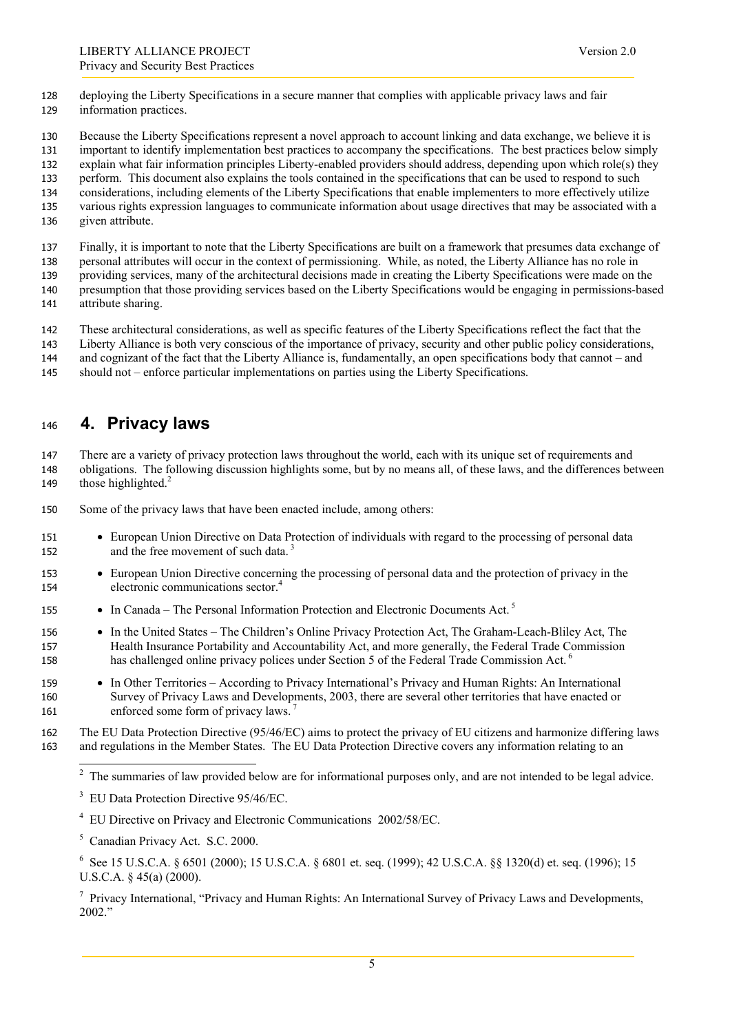deploying the Liberty Specifications in a secure manner that complies with applicable privacy laws and fair information practices.

Because the Liberty Specifications represent a novel approach to account linking and data exchange, we believe it is important to identify implementation best practices to accompany the specifications. The best practices below simply explain what fair information principles Liberty-enabled providers should address, depending upon which role(s) they perform. This document also explains the tools contained in the specifications that can be used to respond to such considerations, including elements of the Liberty Specifications that enable implementers to more effectively utilize various rights expression languages to communicate information about usage directives that may be associated with a given attribute.

Finally, it is important to note that the Liberty Specifications are built on a framework that presumes data exchange of personal attributes will occur in the context of permissioning. While, as noted, the Liberty Alliance has no role in providing services, many of the architectural decisions made in creating the Liberty Specifications were made on the presumption that those providing services based on the Liberty Specifications would be engaging in permissions-based attribute sharing.

These architectural considerations, as well as specific features of the Liberty Specifications reflect the fact that the Liberty Alliance is both very conscious of the importance of privacy, security and other public policy considerations, and cognizant of the fact that the Liberty Alliance is, fundamentally, an open specifications body that cannot – and should not – enforce particular implementations on parties using the Liberty Specifications.

# 4. Privacy laws

There are a variety of privacy protection laws throughout the world, each with its unique set of requirements and obligations. The following discussion highlights some, but by no means all, of these laws, and the differences between those highlighted.[2]

Some of the privacy laws that have been enacted include, among others:

- European Union Directive on Data Protection of individuals with regard to the processing of personal data and the free movement of such data.[3]
- European Union Directive concerning the processing of personal data and the protection of privacy in the electronic communications sector.[4]
- In Canada – The Personal Information Protection and Electronic Documents Act.[5]
- In the United States – The Children's Online Privacy Protection Act, The Graham-Leach-Bliley Act, The Health Insurance Portability and Accountability Act, and more generally, the Federal Trade Commission has challenged online privacy polices under Section 5 of the Federal Trade Commission Act.[6]
- In Other Territories – According to Privacy International's Privacy and Human Rights: An International Survey of Privacy Laws and Developments, 2003, there are several other territories that have enacted or enforced some form of privacy laws.[7]

The EU Data Protection Directive (95/46/EC) aims to protect the privacy of EU citizens and harmonize differing laws and regulations in the Member States. The EU Data Protection Directive covers any information relating to an

---

[2] The summaries of law provided below are for informational purposes only, and are not intended to be legal advice.

[3] EU Data Protection Directive 95/46/EC.

[4] EU Directive on Privacy and Electronic Communications 2002/58/EC.

[5] Canadian Privacy Act. S.C. 2000.

[6] See 15 U.S.C.A. § 6501 (2000); 15 U.S.C.A. § 6801 et. seq. (1999); 42 U.S.C.A. §§ 1320(d) et. seq. (1996); 15 U.S.C.A. § 45(a) (2000).

[7] Privacy International, "Privacy and Human Rights: An International Survey of Privacy Laws and Developments, 2002."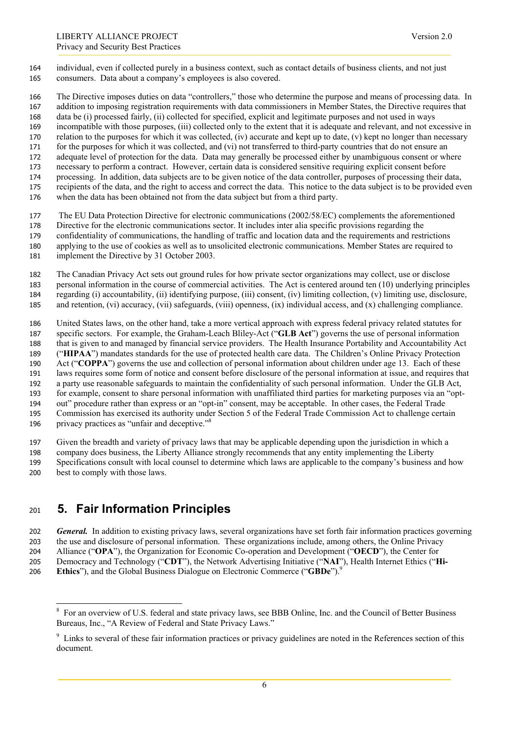individual, even if collected purely in a business context, such as contact details of business clients, and not just consumers. Data about a company's employees is also covered.

The Directive imposes duties on data "controllers," those who determine the purpose and means of processing data. In addition to imposing registration requirements with data commissioners in Member States, the Directive requires that data be (i) processed fairly, (ii) collected for specified, explicit and legitimate purposes and not used in ways incompatible with those purposes, (iii) collected only to the extent that it is adequate and relevant, and not excessive in relation to the purposes for which it was collected, (iv) accurate and kept up to date, (v) kept no longer than necessary for the purposes for which it was collected, and (vi) not transferred to third-party countries that do not ensure an adequate level of protection for the data. Data may generally be processed either by unambiguous consent or where necessary to perform a contract. However, certain data is considered sensitive requiring explicit consent before processing. In addition, data subjects are to be given notice of the data controller, purposes of processing their data, recipients of the data, and the right to access and correct the data. This notice to the data subject is to be provided even when the data has been obtained not from the data subject but from a third party.

The EU Data Protection Directive for electronic communications (2002/58/EC) complements the aforementioned Directive for the electronic communications sector. It includes inter alia specific provisions regarding the confidentiality of communications, the handling of traffic and location data and the requirements and restrictions applying to the use of cookies as well as to unsolicited electronic communications. Member States are required to implement the Directive by 31 October 2003.

The Canadian Privacy Act sets out ground rules for how private sector organizations may collect, use or disclose personal information in the course of commercial activities. The Act is centered around ten (10) underlying principles regarding (i) accountability, (ii) identifying purpose, (iii) consent, (iv) limiting collection, (v) limiting use, disclosure, and retention, (vi) accuracy, (vii) safeguards, (viii) openness, (ix) individual access, and (x) challenging compliance.

United States laws, on the other hand, take a more vertical approach with express federal privacy related statutes for specific sectors. For example, the Graham-Leach Bliley-Act ("**GLB Act**") governs the use of personal information that is given to and managed by financial service providers. The Health Insurance Portability and Accountability Act ("**HIPAA**") mandates standards for the use of protected health care data. The Children's Online Privacy Protection Act ("**COPPA**") governs the use and collection of personal information about children under age 13. Each of these laws requires some form of notice and consent before disclosure of the personal information at issue, and requires that a party use reasonable safeguards to maintain the confidentiality of such personal information. Under the GLB Act, for example, consent to share personal information with unaffiliated third parties for marketing purposes via an "opt-out" procedure rather than express or an "opt-in" consent, may be acceptable. In other cases, the Federal Trade Commission has exercised its authority under Section 5 of the Federal Trade Commission Act to challenge certain privacy practices as "unfair and deceptive."[8]

Given the breadth and variety of privacy laws that may be applicable depending upon the jurisdiction in which a company does business, the Liberty Alliance strongly recommends that any entity implementing the Liberty Specifications consult with local counsel to determine which laws are applicable to the company's business and how best to comply with those laws.

# 5. Fair Information Principles

***General.*** In addition to existing privacy laws, several organizations have set forth fair information practices governing the use and disclosure of personal information. These organizations include, among others, the Online Privacy Alliance ("**OPA**"), the Organization for Economic Co-operation and Development ("**OECD**"), the Center for Democracy and Technology ("**CDT**"), the Network Advertising Initiative ("**NAI**"), Health Internet Ethics ("**Hi-Ethics**"), and the Global Business Dialogue on Electronic Commerce ("**GBDe**").[9]

---

[8] For an overview of U.S. federal and state privacy laws, see BBB Online, Inc. and the Council of Better Business Bureaus, Inc., "A Review of Federal and State Privacy Laws."

[9] Links to several of these fair information practices or privacy guidelines are noted in the References section of this document.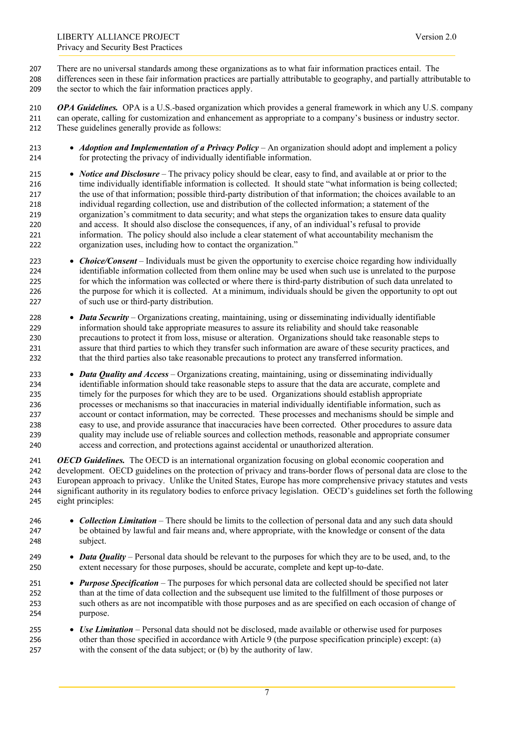There are no universal standards among these organizations as to what fair information practices entail. The differences seen in these fair information practices are partially attributable to geography, and partially attributable to the sector to which the fair information practices apply.

***OPA Guidelines.*** OPA is a U.S.-based organization which provides a general framework in which any U.S. company can operate, calling for customization and enhancement as appropriate to a company's business or industry sector. These guidelines generally provide as follows:

- ***Adoption and Implementation of a Privacy Policy*** – An organization should adopt and implement a policy for protecting the privacy of individually identifiable information.
- ***Notice and Disclosure*** – The privacy policy should be clear, easy to find, and available at or prior to the time individually identifiable information is collected. It should state "what information is being collected; the use of that information; possible third-party distribution of that information; the choices available to an individual regarding collection, use and distribution of the collected information; a statement of the organization's commitment to data security; and what steps the organization takes to ensure data quality and access. It should also disclose the consequences, if any, of an individual's refusal to provide information. The policy should also include a clear statement of what accountability mechanism the organization uses, including how to contact the organization."
- ***Choice/Consent*** – Individuals must be given the opportunity to exercise choice regarding how individually identifiable information collected from them online may be used when such use is unrelated to the purpose for which the information was collected or where there is third-party distribution of such data unrelated to the purpose for which it is collected. At a minimum, individuals should be given the opportunity to opt out of such use or third-party distribution.
- ***Data Security*** – Organizations creating, maintaining, using or disseminating individually identifiable information should take appropriate measures to assure its reliability and should take reasonable precautions to protect it from loss, misuse or alteration. Organizations should take reasonable steps to assure that third parties to which they transfer such information are aware of these security practices, and that the third parties also take reasonable precautions to protect any transferred information.
- ***Data Quality and Access*** – Organizations creating, maintaining, using or disseminating individually identifiable information should take reasonable steps to assure that the data are accurate, complete and timely for the purposes for which they are to be used. Organizations should establish appropriate processes or mechanisms so that inaccuracies in material individually identifiable information, such as account or contact information, may be corrected. These processes and mechanisms should be simple and easy to use, and provide assurance that inaccuracies have been corrected. Other procedures to assure data quality may include use of reliable sources and collection methods, reasonable and appropriate consumer access and correction, and protections against accidental or unauthorized alteration.

***OECD Guidelines.*** The OECD is an international organization focusing on global economic cooperation and development. OECD guidelines on the protection of privacy and trans-border flows of personal data are close to the European approach to privacy. Unlike the United States, Europe has more comprehensive privacy statutes and vests significant authority in its regulatory bodies to enforce privacy legislation. OECD's guidelines set forth the following eight principles:

- ***Collection Limitation*** – There should be limits to the collection of personal data and any such data should be obtained by lawful and fair means and, where appropriate, with the knowledge or consent of the data subject.
- ***Data Quality*** – Personal data should be relevant to the purposes for which they are to be used, and, to the extent necessary for those purposes, should be accurate, complete and kept up-to-date.
- ***Purpose Specification*** – The purposes for which personal data are collected should be specified not later than at the time of data collection and the subsequent use limited to the fulfillment of those purposes or such others as are not incompatible with those purposes and as are specified on each occasion of change of purpose.
- ***Use Limitation*** – Personal data should not be disclosed, made available or otherwise used for purposes other than those specified in accordance with Article 9 (the purpose specification principle) except: (a) with the consent of the data subject; or (b) by the authority of law.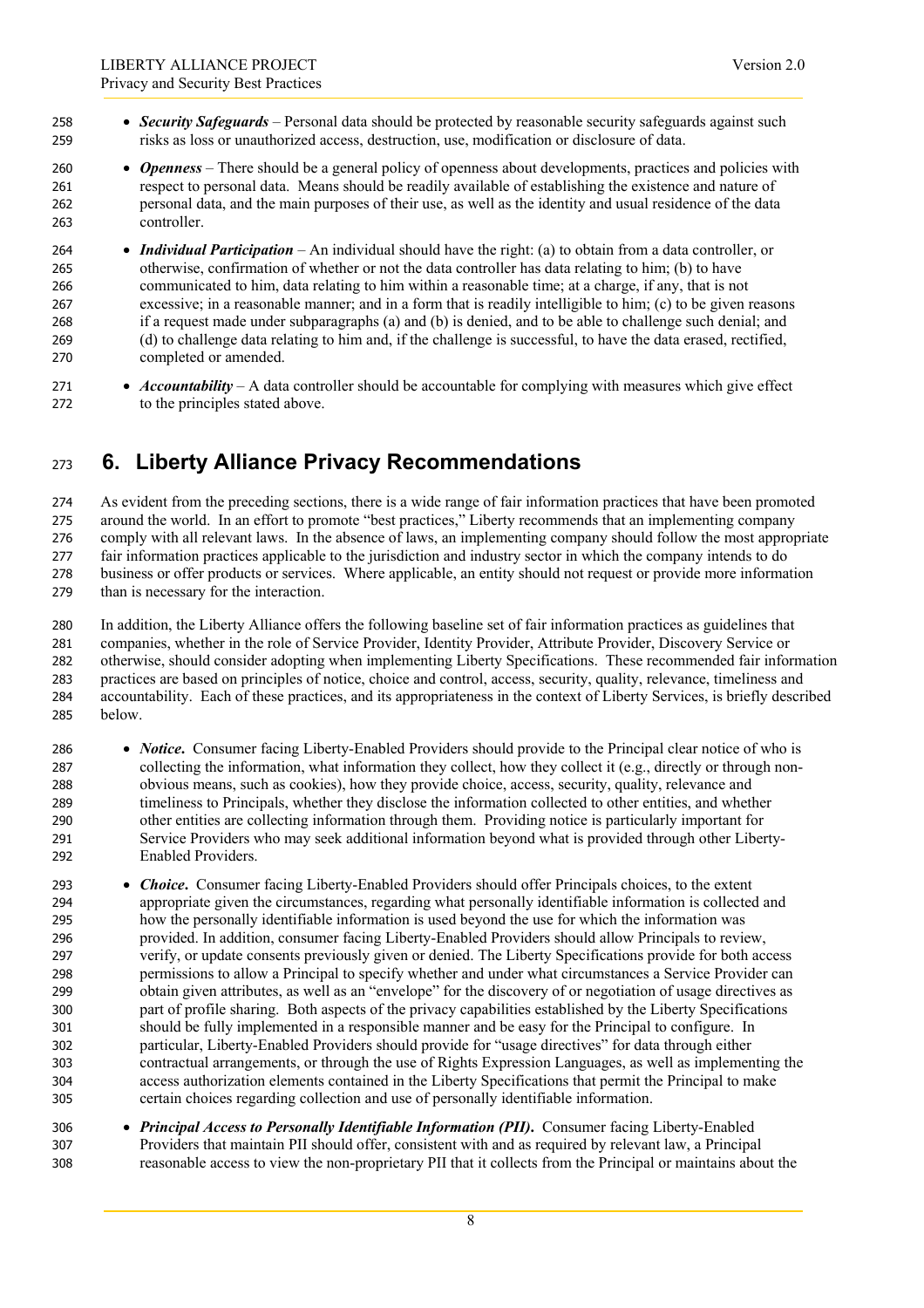- ***Security Safeguards*** – Personal data should be protected by reasonable security safeguards against such risks as loss or unauthorized access, destruction, use, modification or disclosure of data.
- ***Openness*** – There should be a general policy of openness about developments, practices and policies with respect to personal data. Means should be readily available of establishing the existence and nature of personal data, and the main purposes of their use, as well as the identity and usual residence of the data controller.
- ***Individual Participation*** – An individual should have the right: (a) to obtain from a data controller, or otherwise, confirmation of whether or not the data controller has data relating to him; (b) to have communicated to him, data relating to him within a reasonable time; at a charge, if any, that is not excessive; in a reasonable manner; and in a form that is readily intelligible to him; (c) to be given reasons if a request made under subparagraphs (a) and (b) is denied, and to be able to challenge such denial; and (d) to challenge data relating to him and, if the challenge is successful, to have the data erased, rectified, completed or amended.
- ***Accountability*** – A data controller should be accountable for complying with measures which give effect to the principles stated above.

# 6. Liberty Alliance Privacy Recommendations

As evident from the preceding sections, there is a wide range of fair information practices that have been promoted around the world. In an effort to promote "best practices," Liberty recommends that an implementing company comply with all relevant laws. In the absence of laws, an implementing company should follow the most appropriate fair information practices applicable to the jurisdiction and industry sector in which the company intends to do business or offer products or services. Where applicable, an entity should not request or provide more information than is necessary for the interaction.

In addition, the Liberty Alliance offers the following baseline set of fair information practices as guidelines that companies, whether in the role of Service Provider, Identity Provider, Attribute Provider, Discovery Service or otherwise, should consider adopting when implementing Liberty Specifications. These recommended fair information practices are based on principles of notice, choice and control, access, security, quality, relevance, timeliness and accountability. Each of these practices, and its appropriateness in the context of Liberty Services, is briefly described below.

- ***Notice***. Consumer facing Liberty-Enabled Providers should provide to the Principal clear notice of who is collecting the information, what information they collect, how they collect it (e.g., directly or through non-obvious means, such as cookies), how they provide choice, access, security, quality, relevance and timeliness to Principals, whether they disclose the information collected to other entities, and whether other entities are collecting information through them. Providing notice is particularly important for Service Providers who may seek additional information beyond what is provided through other Liberty-Enabled Providers.
- ***Choice***. Consumer facing Liberty-Enabled Providers should offer Principals choices, to the extent appropriate given the circumstances, regarding what personally identifiable information is collected and how the personally identifiable information is used beyond the use for which the information was provided. In addition, consumer facing Liberty-Enabled Providers should allow Principals to review, verify, or update consents previously given or denied. The Liberty Specifications provide for both access permissions to allow a Principal to specify whether and under what circumstances a Service Provider can obtain given attributes, as well as an "envelope" for the discovery of or negotiation of usage directives as part of profile sharing. Both aspects of the privacy capabilities established by the Liberty Specifications should be fully implemented in a responsible manner and be easy for the Principal to configure. In particular, Liberty-Enabled Providers should provide for "usage directives" for data through either contractual arrangements, or through the use of Rights Expression Languages, as well as implementing the access authorization elements contained in the Liberty Specifications that permit the Principal to make certain choices regarding collection and use of personally identifiable information.
- ***Principal Access to Personally Identifiable Information (PII)***. Consumer facing Liberty-Enabled Providers that maintain PII should offer, consistent with and as required by relevant law, a Principal reasonable access to view the non-proprietary PII that it collects from the Principal or maintains about the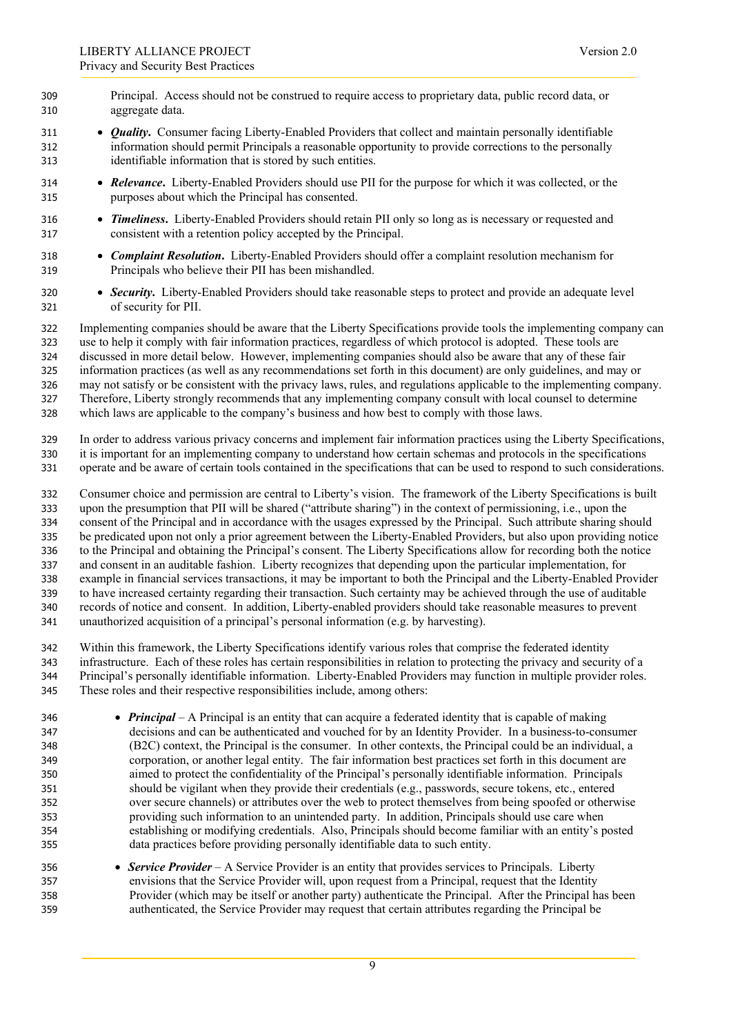Principal. Access should not be construed to require access to proprietary data, public record data, or aggregate data.

- ***Quality.*** Consumer facing Liberty-Enabled Providers that collect and maintain personally identifiable information should permit Principals a reasonable opportunity to provide corrections to the personally identifiable information that is stored by such entities.
- ***Relevance.*** Liberty-Enabled Providers should use PII for the purpose for which it was collected, or the purposes about which the Principal has consented.
- ***Timeliness.*** Liberty-Enabled Providers should retain PII only so long as is necessary or requested and consistent with a retention policy accepted by the Principal.
- ***Complaint Resolution.*** Liberty-Enabled Providers should offer a complaint resolution mechanism for Principals who believe their PII has been mishandled.
- ***Security.*** Liberty-Enabled Providers should take reasonable steps to protect and provide an adequate level of security for PII.

Implementing companies should be aware that the Liberty Specifications provide tools the implementing company can use to help it comply with fair information practices, regardless of which protocol is adopted. These tools are discussed in more detail below. However, implementing companies should also be aware that any of these fair information practices (as well as any recommendations set forth in this document) are only guidelines, and may or may not satisfy or be consistent with the privacy laws, rules, and regulations applicable to the implementing company. Therefore, Liberty strongly recommends that any implementing company consult with local counsel to determine which laws are applicable to the company's business and how best to comply with those laws.

In order to address various privacy concerns and implement fair information practices using the Liberty Specifications, it is important for an implementing company to understand how certain schemas and protocols in the specifications operate and be aware of certain tools contained in the specifications that can be used to respond to such considerations.

Consumer choice and permission are central to Liberty's vision. The framework of the Liberty Specifications is built upon the presumption that PII will be shared ("attribute sharing") in the context of permissioning, i.e., upon the consent of the Principal and in accordance with the usages expressed by the Principal. Such attribute sharing should be predicated upon not only a prior agreement between the Liberty-Enabled Providers, but also upon providing notice to the Principal and obtaining the Principal's consent. The Liberty Specifications allow for recording both the notice and consent in an auditable fashion. Liberty recognizes that depending upon the particular implementation, for example in financial services transactions, it may be important to both the Principal and the Liberty-Enabled Provider to have increased certainty regarding their transaction. Such certainty may be achieved through the use of auditable records of notice and consent. In addition, Liberty-enabled providers should take reasonable measures to prevent unauthorized acquisition of a principal's personal information (e.g. by harvesting).

Within this framework, the Liberty Specifications identify various roles that comprise the federated identity infrastructure. Each of these roles has certain responsibilities in relation to protecting the privacy and security of a Principal's personally identifiable information. Liberty-Enabled Providers may function in multiple provider roles. These roles and their respective responsibilities include, among others:

- ***Principal*** – A Principal is an entity that can acquire a federated identity that is capable of making decisions and can be authenticated and vouched for by an Identity Provider. In a business-to-consumer (B2C) context, the Principal is the consumer. In other contexts, the Principal could be an individual, a corporation, or another legal entity. The fair information best practices set forth in this document are aimed to protect the confidentiality of the Principal's personally identifiable information. Principals should be vigilant when they provide their credentials (e.g., passwords, secure tokens, etc., entered over secure channels) or attributes over the web to protect themselves from being spoofed or otherwise providing such information to an unintended party. In addition, Principals should use care when establishing or modifying credentials. Also, Principals should become familiar with an entity's posted data practices before providing personally identifiable data to such entity.
- ***Service Provider*** – A Service Provider is an entity that provides services to Principals. Liberty envisions that the Service Provider will, upon request from a Principal, request that the Identity Provider (which may be itself or another party) authenticate the Principal. After the Principal has been authenticated, the Service Provider may request that certain attributes regarding the Principal be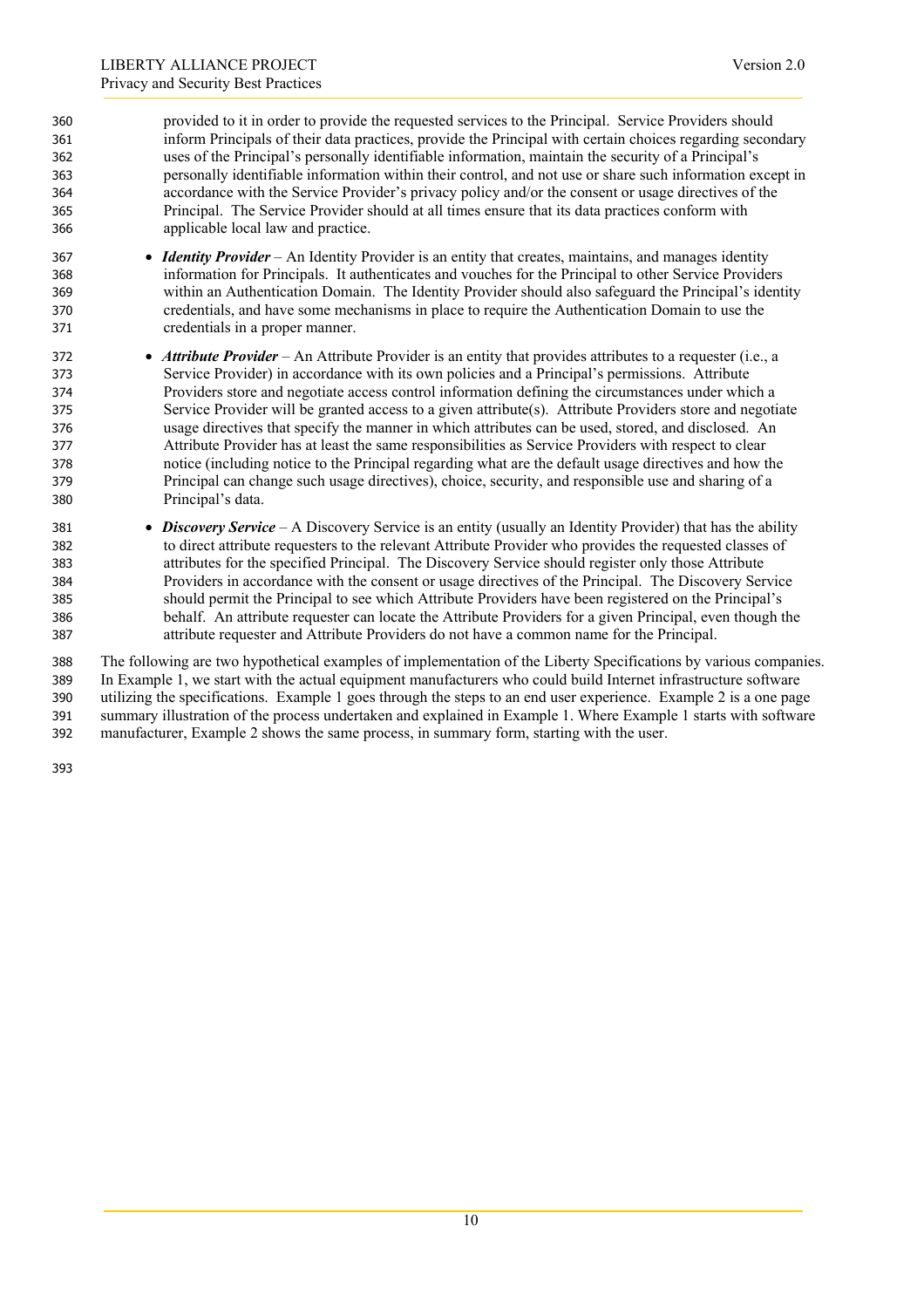provided to it in order to provide the requested services to the Principal. Service Providers should inform Principals of their data practices, provide the Principal with certain choices regarding secondary uses of the Principal's personally identifiable information, maintain the security of a Principal's personally identifiable information within their control, and not use or share such information except in accordance with the Service Provider's privacy policy and/or the consent or usage directives of the Principal. The Service Provider should at all times ensure that its data practices conform with applicable local law and practice.

- ***Identity Provider*** – An Identity Provider is an entity that creates, maintains, and manages identity information for Principals. It authenticates and vouches for the Principal to other Service Providers within an Authentication Domain. The Identity Provider should also safeguard the Principal's identity credentials, and have some mechanisms in place to require the Authentication Domain to use the credentials in a proper manner.
- ***Attribute Provider*** – An Attribute Provider is an entity that provides attributes to a requester (i.e., a Service Provider) in accordance with its own policies and a Principal's permissions. Attribute Providers store and negotiate access control information defining the circumstances under which a Service Provider will be granted access to a given attribute(s). Attribute Providers store and negotiate usage directives that specify the manner in which attributes can be used, stored, and disclosed. An Attribute Provider has at least the same responsibilities as Service Providers with respect to clear notice (including notice to the Principal regarding what are the default usage directives and how the Principal can change such usage directives), choice, security, and responsible use and sharing of a Principal's data.
- ***Discovery Service*** – A Discovery Service is an entity (usually an Identity Provider) that has the ability to direct attribute requesters to the relevant Attribute Provider who provides the requested classes of attributes for the specified Principal. The Discovery Service should register only those Attribute Providers in accordance with the consent or usage directives of the Principal. The Discovery Service should permit the Principal to see which Attribute Providers have been registered on the Principal's behalf. An attribute requester can locate the Attribute Providers for a given Principal, even though the attribute requester and Attribute Providers do not have a common name for the Principal.

The following are two hypothetical examples of implementation of the Liberty Specifications by various companies. In Example 1, we start with the actual equipment manufacturers who could build Internet infrastructure software utilizing the specifications. Example 1 goes through the steps to an end user experience. Example 2 is a one page summary illustration of the process undertaken and explained in Example 1. Where Example 1 starts with software manufacturer, Example 2 shows the same process, in summary form, starting with the user.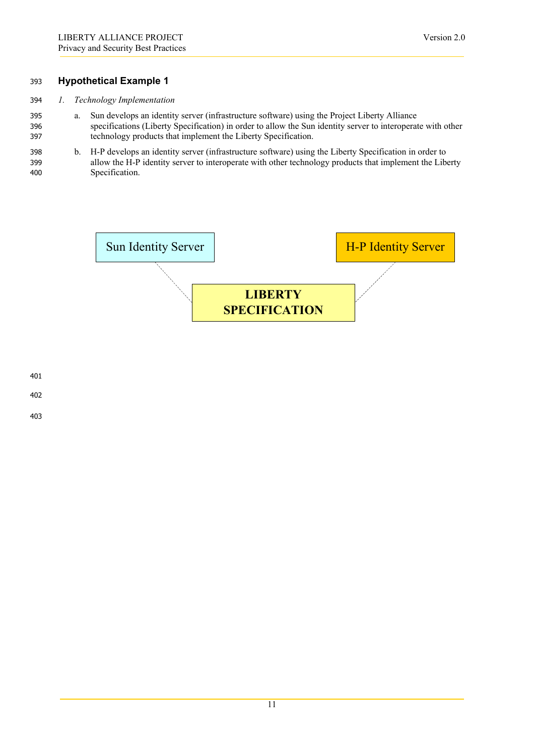## Hypothetical Example 1

1. *Technology Implementation*

   a. Sun develops an identity server (infrastructure software) using the Project Liberty Alliance specifications (Liberty Specification) in order to allow the Sun identity server to interoperate with other technology products that implement the Liberty Specification.

   b. H-P develops an identity server (infrastructure software) using the Liberty Specification in order to allow the H-P identity server to interoperate with other technology products that implement the Liberty Specification.

Sun Identity Server

H-P Identity Server

**LIBERTY SPECIFICATION**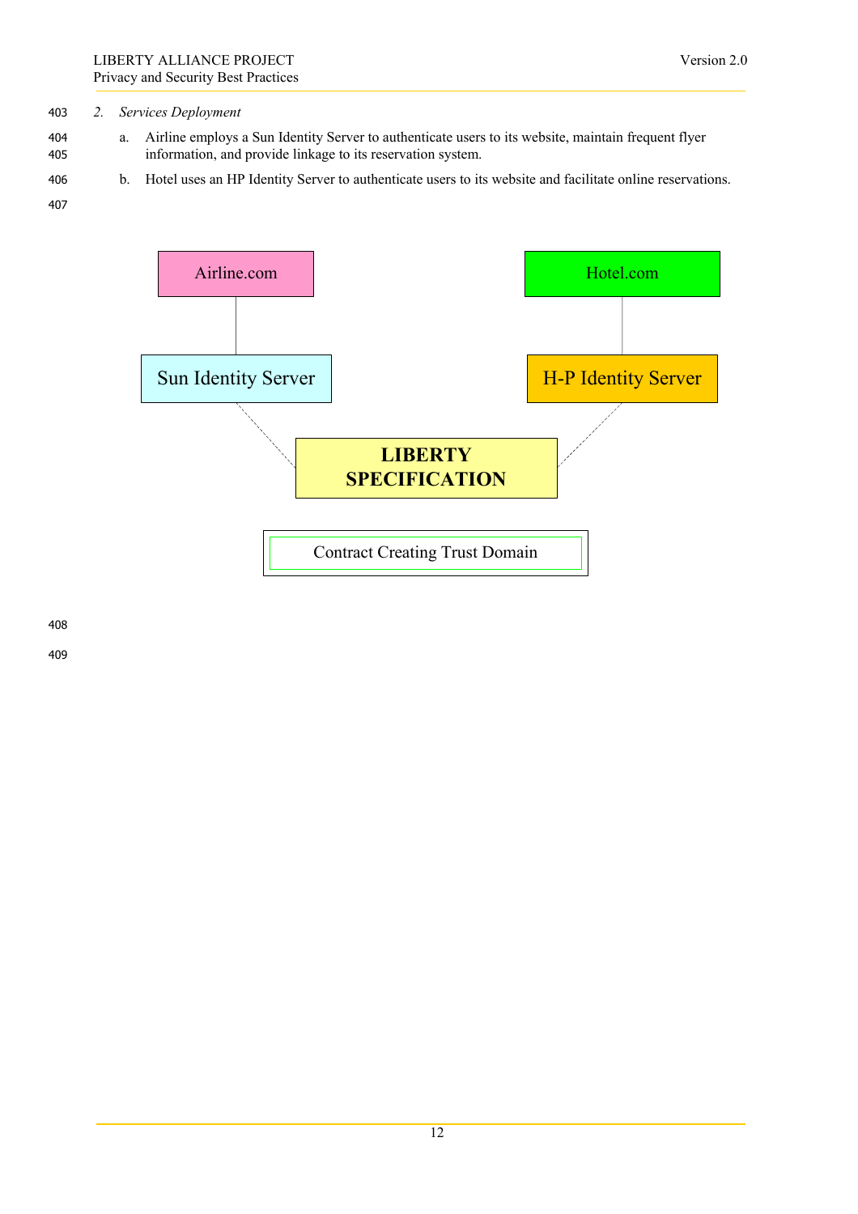2. *Services Deployment*

   a. Airline employs a Sun Identity Server to authenticate users to its website, maintain frequent flyer information, and provide linkage to its reservation system.

   b. Hotel uses an HP Identity Server to authenticate users to its website and facilitate online reservations.

Airline.com

Hotel.com

Sun Identity Server

H-P Identity Server

**LIBERTY SPECIFICATION**

Contract Creating Trust Domain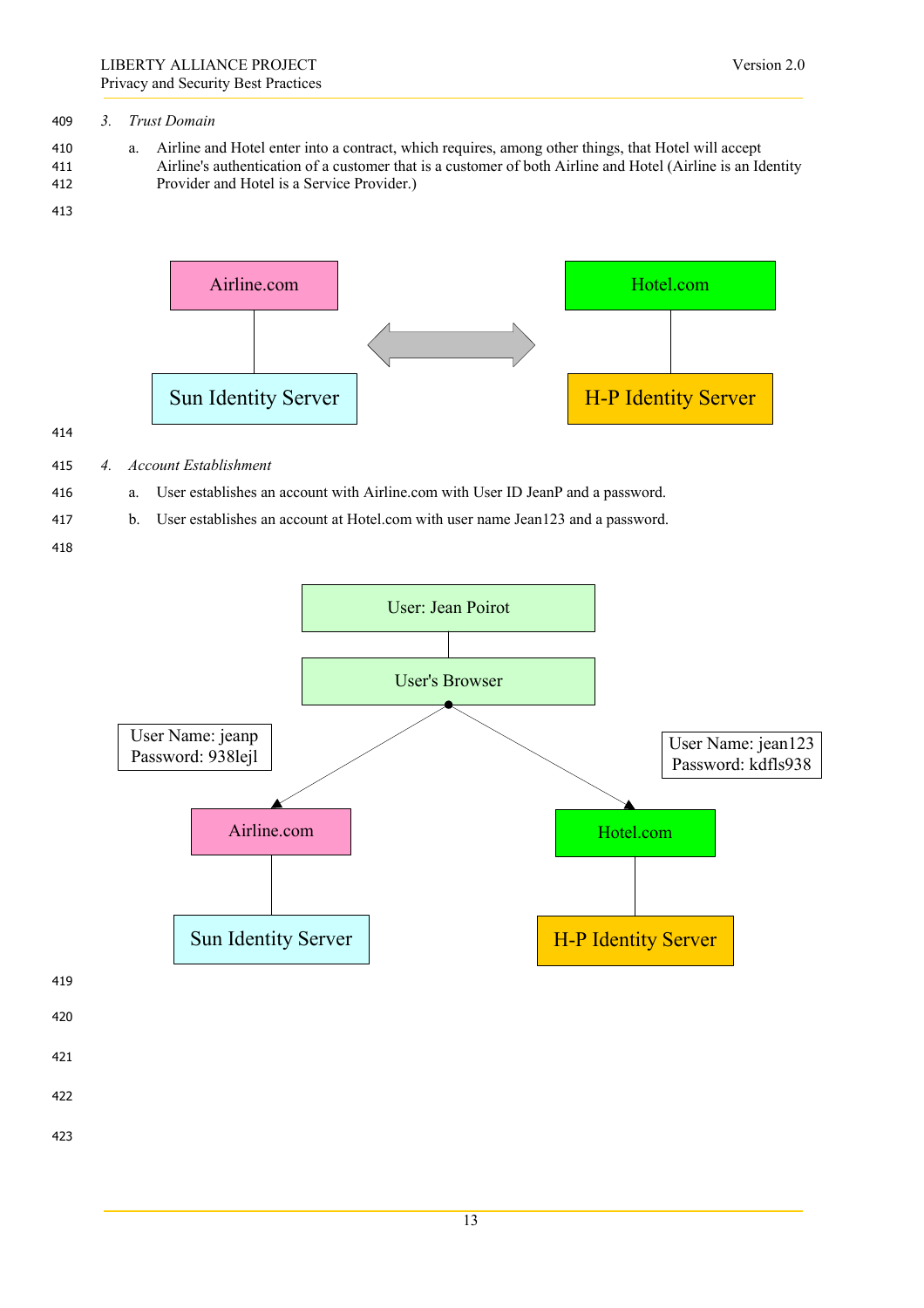3. *Trust Domain*

   a. Airline and Hotel enter into a contract, which requires, among other things, that Hotel will accept Airline's authentication of a customer that is a customer of both Airline and Hotel (Airline is an Identity Provider and Hotel is a Service Provider.)

Airline.com

Sun Identity Server

Hotel.com

H-P Identity Server

4. *Account Establishment*

   a. User establishes an account with Airline.com with User ID JeanP and a password.

   b. User establishes an account at Hotel.com with user name Jean123 and a password.

User: Jean Poirot

User's Browser

User Name: jeanp
Password: 938lejl

User Name: jean123
Password: kdfls938

Airline.com

Hotel.com

Sun Identity Server

H-P Identity Server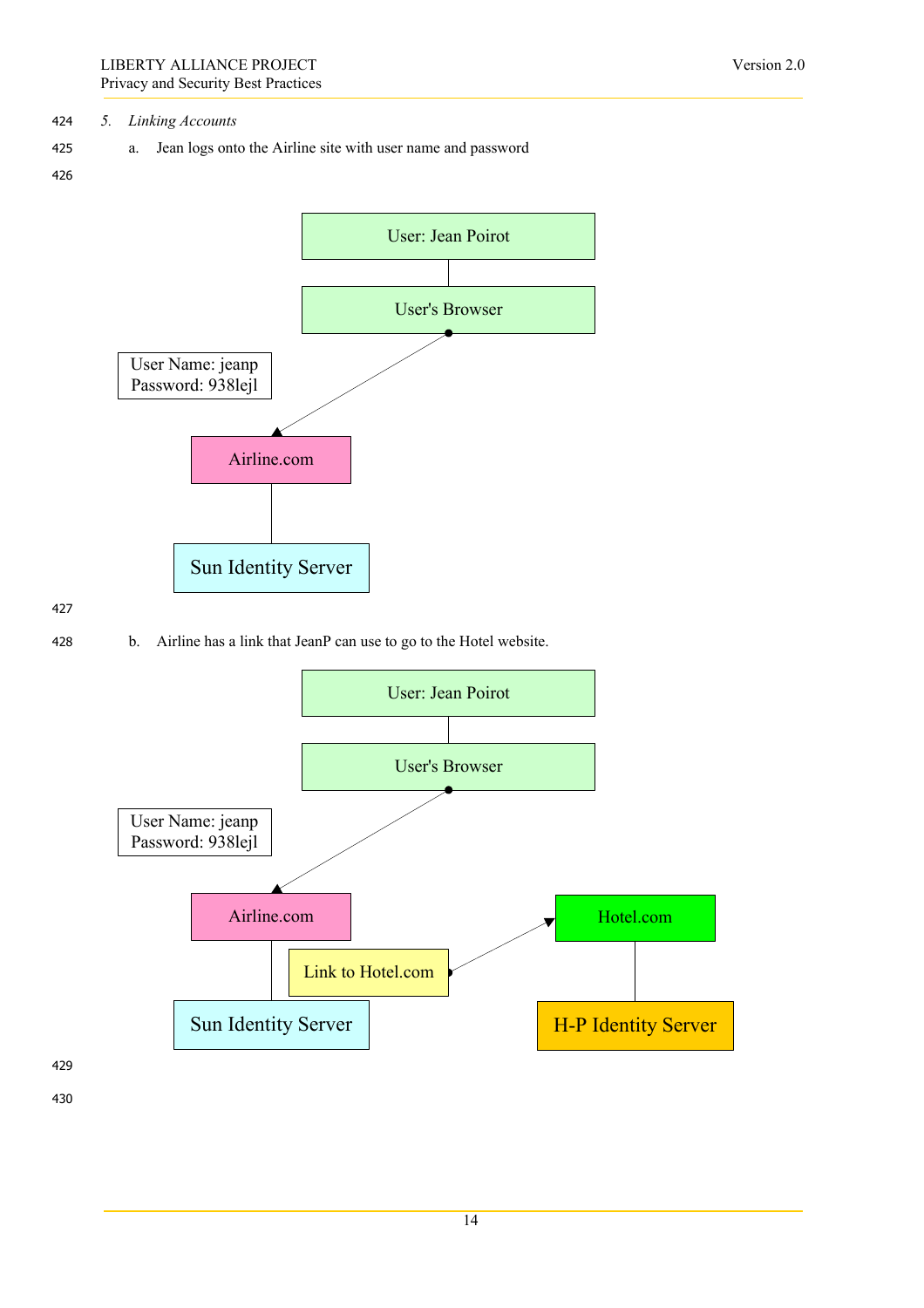*5. Linking Accounts*

a. Jean logs onto the Airline site with user name and password

User: Jean Poirot

User's Browser

User Name: jeanp
Password: 938lejl

Airline.com

Sun Identity Server

b. Airline has a link that JeanP can use to go to the Hotel website.

User: Jean Poirot

User's Browser

User Name: jeanp
Password: 938lejl

Airline.com

Link to Hotel.com

Hotel.com

Sun Identity Server

H-P Identity Server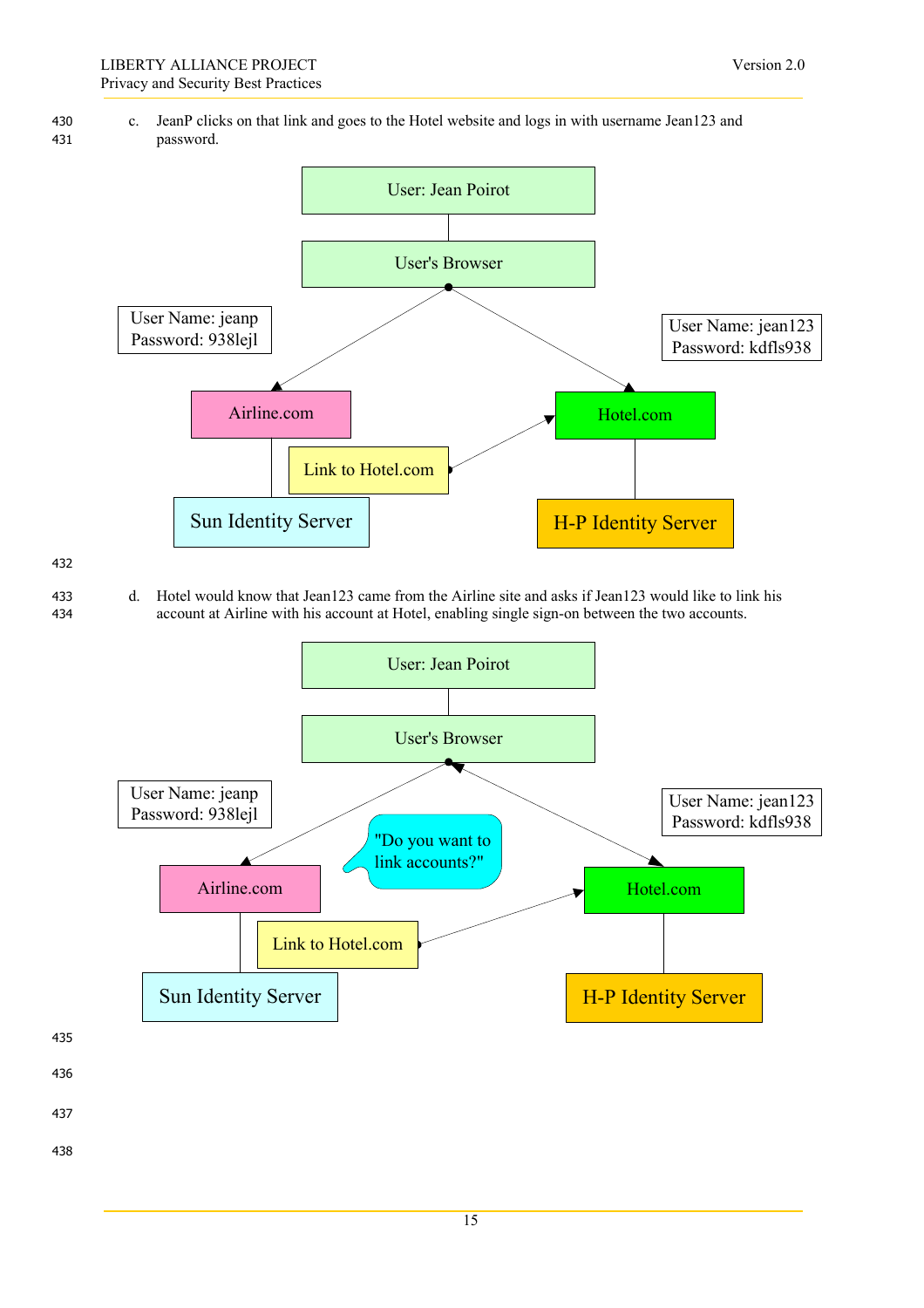c. JeanP clicks on that link and goes to the Hotel website and logs in with username Jean123 and password.

User: Jean Poirot

User's Browser

User Name: jeanp
Password: 938lejl

User Name: jean123
Password: kdfls938

Airline.com

Hotel.com

Link to Hotel.com

Sun Identity Server

H-P Identity Server

d. Hotel would know that Jean123 came from the Airline site and asks if Jean123 would like to link his account at Airline with his account at Hotel, enabling single sign-on between the two accounts.

User: Jean Poirot

User's Browser

User Name: jeanp
Password: 938lejl

User Name: jean123
Password: kdfls938

"Do you want to link accounts?"

Airline.com

Hotel.com

Link to Hotel.com

Sun Identity Server

H-P Identity Server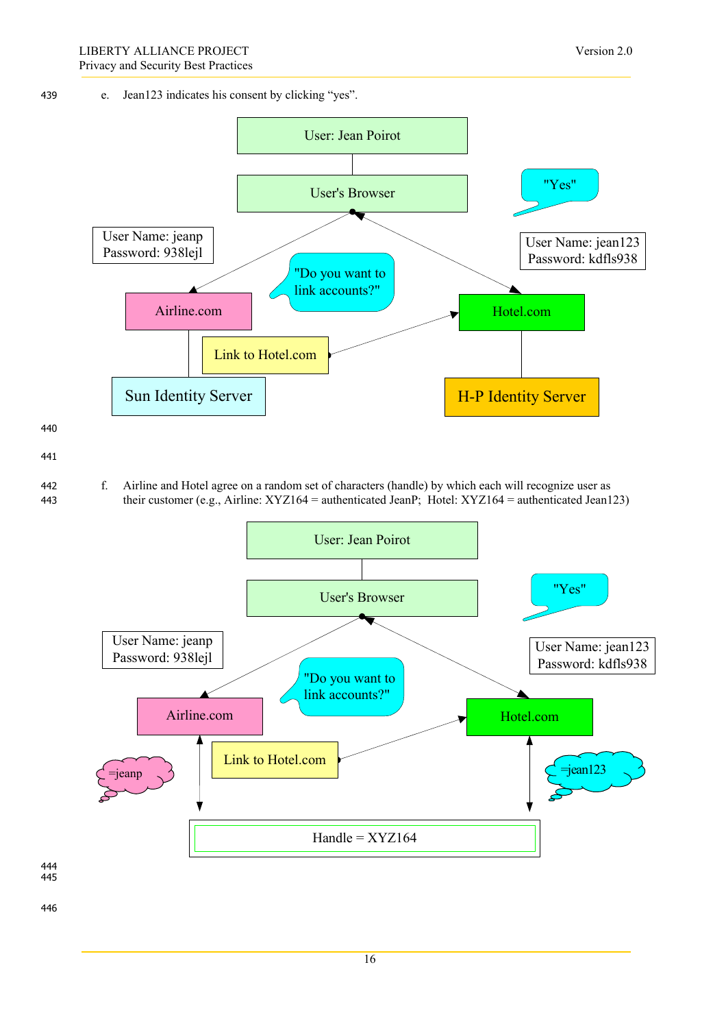e. Jean123 indicates his consent by clicking "yes".

User: Jean Poirot

User's Browser

"Yes"

User Name: jeanp
Password: 938lejl

User Name: jean123
Password: kdfls938

"Do you want to link accounts?"

Airline.com

Hotel.com

Link to Hotel.com

Sun Identity Server

H-P Identity Server

f. Airline and Hotel agree on a random set of characters (handle) by which each will recognize user as their customer (e.g., Airline: XYZ164 = authenticated JeanP; Hotel: XYZ164 = authenticated Jean123)

User: Jean Poirot

User's Browser

"Yes"

User Name: jeanp
Password: 938lejl

User Name: jean123
Password: kdfls938

"Do you want to link accounts?"

Airline.com

Hotel.com

Link to Hotel.com

=jeanp

=jean123

Handle = XYZ164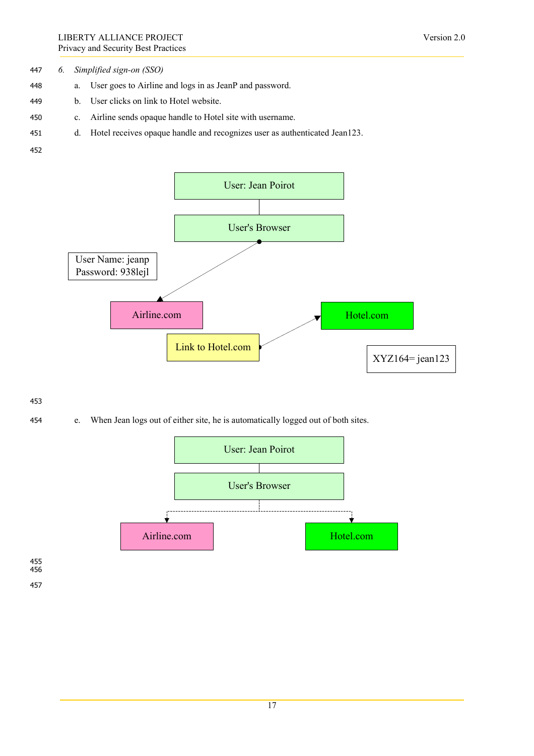*6. Simplified sign-on (SSO)*

a. User goes to Airline and logs in as JeanP and password.

b. User clicks on link to Hotel website.

c. Airline sends opaque handle to Hotel site with username.

d. Hotel receives opaque handle and recognizes user as authenticated Jean123.

User: Jean Poirot

User's Browser

User Name: jeanp
Password: 938lejl

Airline.com

Hotel.com

Link to Hotel.com

XYZ164= jean123

e. When Jean logs out of either site, he is automatically logged out of both sites.

User: Jean Poirot

User's Browser

Airline.com

Hotel.com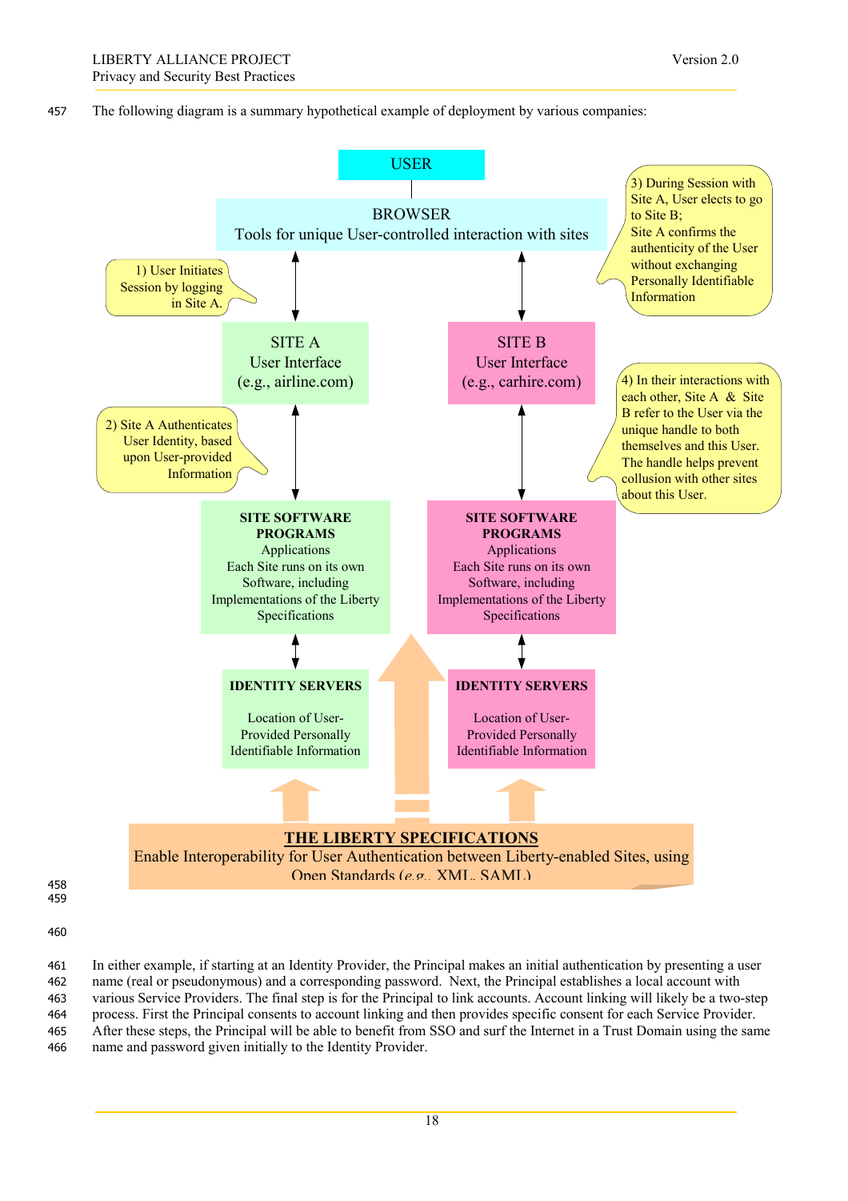The following diagram is a summary hypothetical example of deployment by various companies:

USER

BROWSER
Tools for unique User-controlled interaction with sites

1) User Initiates Session by logging in Site A.

3) During Session with Site A, User elects to go to Site B;
Site A confirms the authenticity of the User without exchanging Personally Identifiable Information

SITE A
User Interface
(e.g., airline.com)

SITE B
User Interface
(e.g., carhire.com)

2) Site A Authenticates User Identity, based upon User-provided Information

4) In their interactions with each other, Site A & Site B refer to the User via the unique handle to both themselves and this User. The handle helps prevent collusion with other sites about this User.

**SITE SOFTWARE PROGRAMS**
Applications
Each Site runs on its own Software, including Implementations of the Liberty Specifications

**SITE SOFTWARE PROGRAMS**
Applications
Each Site runs on its own Software, including Implementations of the Liberty Specifications

**IDENTITY SERVERS**
Location of User-Provided Personally Identifiable Information

**IDENTITY SERVERS**
Location of User-Provided Personally Identifiable Information

**THE LIBERTY SPECIFICATIONS**
Enable Interoperability for User Authentication between Liberty-enabled Sites, using Open Standards (*e.g.*, XML, SAML)

In either example, if starting at an Identity Provider, the Principal makes an initial authentication by presenting a user name (real or pseudonymous) and a corresponding password. Next, the Principal establishes a local account with various Service Providers. The final step is for the Principal to link accounts. Account linking will likely be a two-step process. First the Principal consents to account linking and then provides specific consent for each Service Provider. After these steps, the Principal will be able to benefit from SSO and surf the Internet in a Trust Domain using the same name and password given initially to the Identity Provider.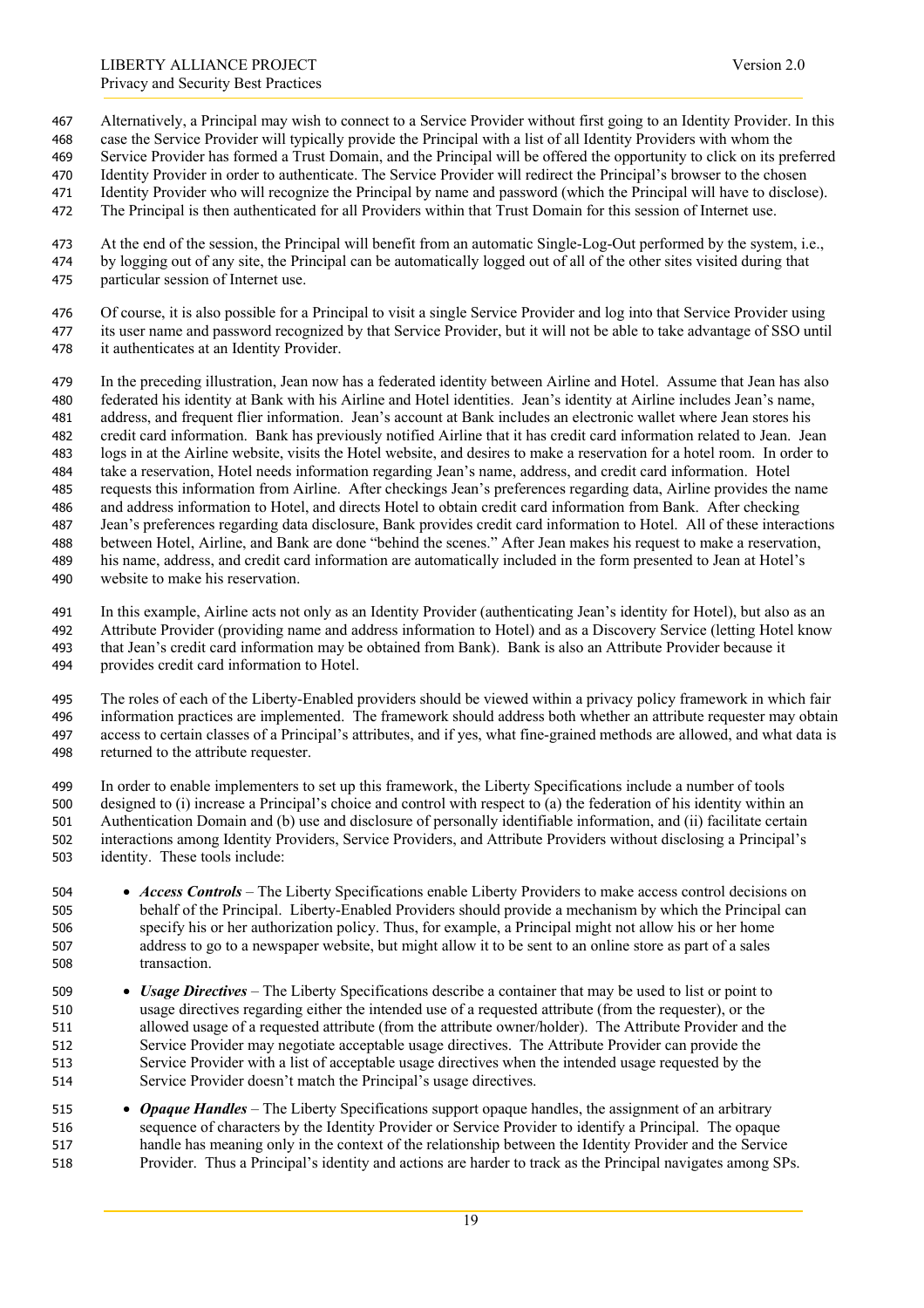Alternatively, a Principal may wish to connect to a Service Provider without first going to an Identity Provider. In this case the Service Provider will typically provide the Principal with a list of all Identity Providers with whom the Service Provider has formed a Trust Domain, and the Principal will be offered the opportunity to click on its preferred Identity Provider in order to authenticate. The Service Provider will redirect the Principal's browser to the chosen Identity Provider who will recognize the Principal by name and password (which the Principal will have to disclose). The Principal is then authenticated for all Providers within that Trust Domain for this session of Internet use.

At the end of the session, the Principal will benefit from an automatic Single-Log-Out performed by the system, i.e., by logging out of any site, the Principal can be automatically logged out of all of the other sites visited during that particular session of Internet use.

Of course, it is also possible for a Principal to visit a single Service Provider and log into that Service Provider using its user name and password recognized by that Service Provider, but it will not be able to take advantage of SSO until it authenticates at an Identity Provider.

In the preceding illustration, Jean now has a federated identity between Airline and Hotel. Assume that Jean has also federated his identity at Bank with his Airline and Hotel identities. Jean's identity at Airline includes Jean's name, address, and frequent flier information. Jean's account at Bank includes an electronic wallet where Jean stores his credit card information. Bank has previously notified Airline that it has credit card information related to Jean. Jean logs in at the Airline website, visits the Hotel website, and desires to make a reservation for a hotel room. In order to take a reservation, Hotel needs information regarding Jean's name, address, and credit card information. Hotel requests this information from Airline. After checkings Jean's preferences regarding data, Airline provides the name and address information to Hotel, and directs Hotel to obtain credit card information from Bank. After checking Jean's preferences regarding data disclosure, Bank provides credit card information to Hotel. All of these interactions between Hotel, Airline, and Bank are done "behind the scenes." After Jean makes his request to make a reservation, his name, address, and credit card information are automatically included in the form presented to Jean at Hotel's website to make his reservation.

In this example, Airline acts not only as an Identity Provider (authenticating Jean's identity for Hotel), but also as an Attribute Provider (providing name and address information to Hotel) and as a Discovery Service (letting Hotel know that Jean's credit card information may be obtained from Bank). Bank is also an Attribute Provider because it provides credit card information to Hotel.

The roles of each of the Liberty-Enabled providers should be viewed within a privacy policy framework in which fair information practices are implemented. The framework should address both whether an attribute requester may obtain access to certain classes of a Principal's attributes, and if yes, what fine-grained methods are allowed, and what data is returned to the attribute requester.

In order to enable implementers to set up this framework, the Liberty Specifications include a number of tools designed to (i) increase a Principal's choice and control with respect to (a) the federation of his identity within an Authentication Domain and (b) use and disclosure of personally identifiable information, and (ii) facilitate certain interactions among Identity Providers, Service Providers, and Attribute Providers without disclosing a Principal's identity. These tools include:

- ***Access Controls*** – The Liberty Specifications enable Liberty Providers to make access control decisions on behalf of the Principal. Liberty-Enabled Providers should provide a mechanism by which the Principal can specify his or her authorization policy. Thus, for example, a Principal might not allow his or her home address to go to a newspaper website, but might allow it to be sent to an online store as part of a sales transaction.
- ***Usage Directives*** – The Liberty Specifications describe a container that may be used to list or point to usage directives regarding either the intended use of a requested attribute (from the requester), or the allowed usage of a requested attribute (from the attribute owner/holder). The Attribute Provider and the Service Provider may negotiate acceptable usage directives. The Attribute Provider can provide the Service Provider with a list of acceptable usage directives when the intended usage requested by the Service Provider doesn't match the Principal's usage directives.
- ***Opaque Handles*** – The Liberty Specifications support opaque handles, the assignment of an arbitrary sequence of characters by the Identity Provider or Service Provider to identify a Principal. The opaque handle has meaning only in the context of the relationship between the Identity Provider and the Service Provider. Thus a Principal's identity and actions are harder to track as the Principal navigates among SPs.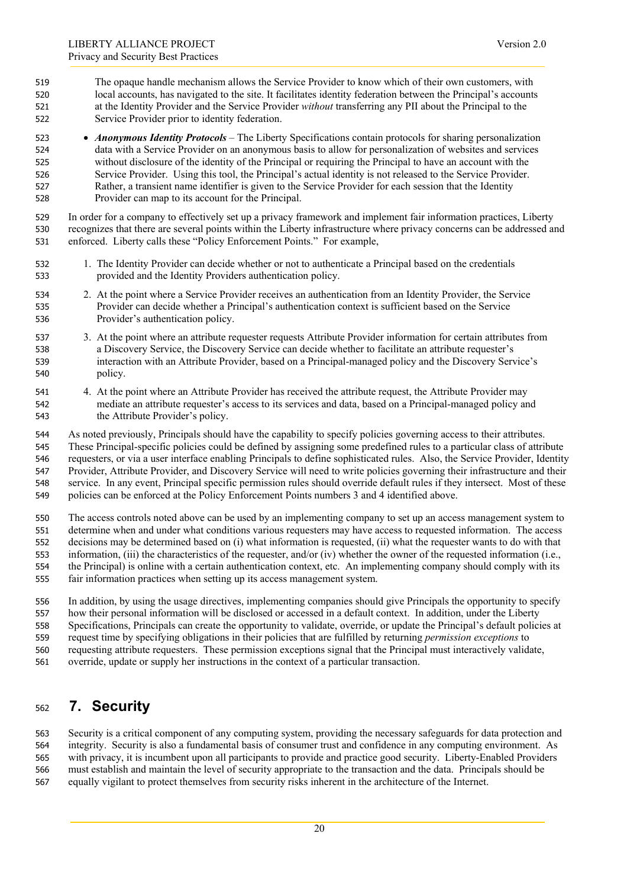The opaque handle mechanism allows the Service Provider to know which of their own customers, with local accounts, has navigated to the site. It facilitates identity federation between the Principal's accounts at the Identity Provider and the Service Provider *without* transferring any PII about the Principal to the Service Provider prior to identity federation.

- ***Anonymous Identity Protocols*** – The Liberty Specifications contain protocols for sharing personalization data with a Service Provider on an anonymous basis to allow for personalization of websites and services without disclosure of the identity of the Principal or requiring the Principal to have an account with the Service Provider. Using this tool, the Principal's actual identity is not released to the Service Provider. Rather, a transient name identifier is given to the Service Provider for each session that the Identity Provider can map to its account for the Principal.

In order for a company to effectively set up a privacy framework and implement fair information practices, Liberty recognizes that there are several points within the Liberty infrastructure where privacy concerns can be addressed and enforced. Liberty calls these "Policy Enforcement Points." For example,

1. The Identity Provider can decide whether or not to authenticate a Principal based on the credentials provided and the Identity Providers authentication policy.
2. At the point where a Service Provider receives an authentication from an Identity Provider, the Service Provider can decide whether a Principal's authentication context is sufficient based on the Service Provider's authentication policy.
3. At the point where an attribute requester requests Attribute Provider information for certain attributes from a Discovery Service, the Discovery Service can decide whether to facilitate an attribute requester's interaction with an Attribute Provider, based on a Principal-managed policy and the Discovery Service's policy.
4. At the point where an Attribute Provider has received the attribute request, the Attribute Provider may mediate an attribute requester's access to its services and data, based on a Principal-managed policy and the Attribute Provider's policy.

As noted previously, Principals should have the capability to specify policies governing access to their attributes. These Principal-specific policies could be defined by assigning some predefined rules to a particular class of attribute requesters, or via a user interface enabling Principals to define sophisticated rules. Also, the Service Provider, Identity Provider, Attribute Provider, and Discovery Service will need to write policies governing their infrastructure and their service. In any event, Principal specific permission rules should override default rules if they intersect. Most of these policies can be enforced at the Policy Enforcement Points numbers 3 and 4 identified above.

The access controls noted above can be used by an implementing company to set up an access management system to determine when and under what conditions various requesters may have access to requested information. The access decisions may be determined based on (i) what information is requested, (ii) what the requester wants to do with that information, (iii) the characteristics of the requester, and/or (iv) whether the owner of the requested information (i.e., the Principal) is online with a certain authentication context, etc. An implementing company should comply with its fair information practices when setting up its access management system.

In addition, by using the usage directives, implementing companies should give Principals the opportunity to specify how their personal information will be disclosed or accessed in a default context. In addition, under the Liberty Specifications, Principals can create the opportunity to validate, override, or update the Principal's default policies at request time by specifying obligations in their policies that are fulfilled by returning *permission exceptions* to requesting attribute requesters. These permission exceptions signal that the Principal must interactively validate, override, update or supply her instructions in the context of a particular transaction.

# 7. Security

Security is a critical component of any computing system, providing the necessary safeguards for data protection and integrity. Security is also a fundamental basis of consumer trust and confidence in any computing environment. As with privacy, it is incumbent upon all participants to provide and practice good security. Liberty-Enabled Providers must establish and maintain the level of security appropriate to the transaction and the data. Principals should be equally vigilant to protect themselves from security risks inherent in the architecture of the Internet.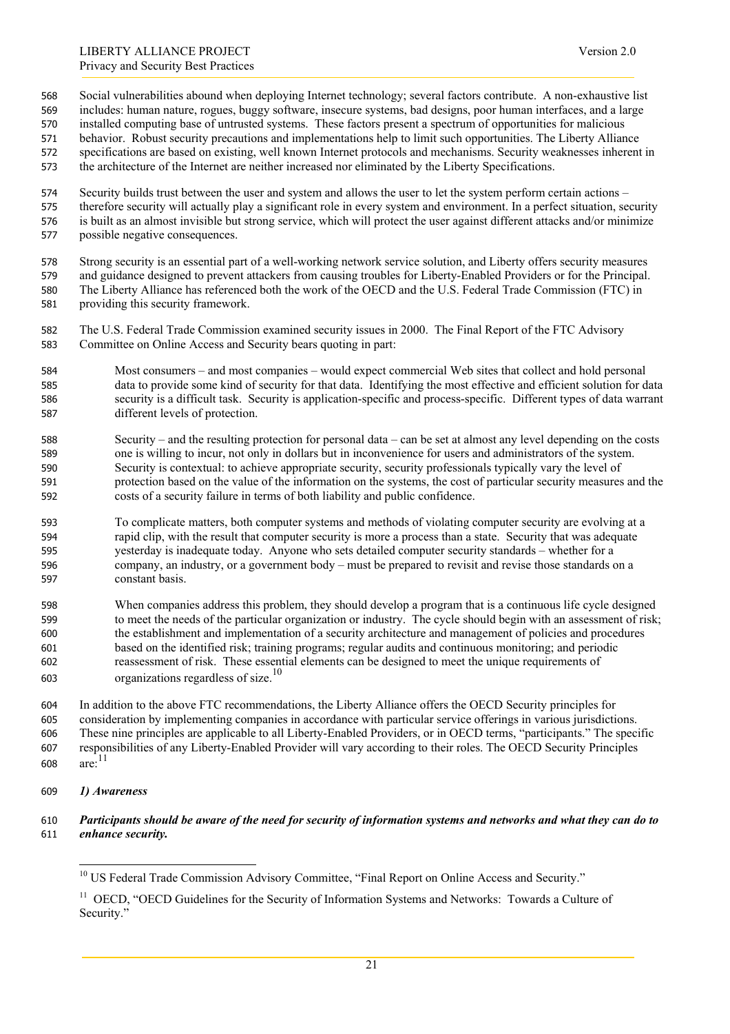Social vulnerabilities abound when deploying Internet technology; several factors contribute. A non-exhaustive list includes: human nature, rogues, buggy software, insecure systems, bad designs, poor human interfaces, and a large installed computing base of untrusted systems. These factors present a spectrum of opportunities for malicious behavior. Robust security precautions and implementations help to limit such opportunities. The Liberty Alliance specifications are based on existing, well known Internet protocols and mechanisms. Security weaknesses inherent in the architecture of the Internet are neither increased nor eliminated by the Liberty Specifications.

Security builds trust between the user and system and allows the user to let the system perform certain actions – therefore security will actually play a significant role in every system and environment. In a perfect situation, security is built as an almost invisible but strong service, which will protect the user against different attacks and/or minimize possible negative consequences.

Strong security is an essential part of a well-working network service solution, and Liberty offers security measures and guidance designed to prevent attackers from causing troubles for Liberty-Enabled Providers or for the Principal. The Liberty Alliance has referenced both the work of the OECD and the U.S. Federal Trade Commission (FTC) in providing this security framework.

The U.S. Federal Trade Commission examined security issues in 2000. The Final Report of the FTC Advisory Committee on Online Access and Security bears quoting in part:

> Most consumers – and most companies – would expect commercial Web sites that collect and hold personal data to provide some kind of security for that data. Identifying the most effective and efficient solution for data security is a difficult task. Security is application-specific and process-specific. Different types of data warrant different levels of protection.
>
> Security – and the resulting protection for personal data – can be set at almost any level depending on the costs one is willing to incur, not only in dollars but in inconvenience for users and administrators of the system. Security is contextual: to achieve appropriate security, security professionals typically vary the level of protection based on the value of the information on the systems, the cost of particular security measures and the costs of a security failure in terms of both liability and public confidence.
>
> To complicate matters, both computer systems and methods of violating computer security are evolving at a rapid clip, with the result that computer security is more a process than a state. Security that was adequate yesterday is inadequate today. Anyone who sets detailed computer security standards – whether for a company, an industry, or a government body – must be prepared to revisit and revise those standards on a constant basis.
>
> When companies address this problem, they should develop a program that is a continuous life cycle designed to meet the needs of the particular organization or industry. The cycle should begin with an assessment of risk; the establishment and implementation of a security architecture and management of policies and procedures based on the identified risk; training programs; regular audits and continuous monitoring; and periodic reassessment of risk. These essential elements can be designed to meet the unique requirements of organizations regardless of size.[10]

In addition to the above FTC recommendations, the Liberty Alliance offers the OECD Security principles for consideration by implementing companies in accordance with particular service offerings in various jurisdictions. These nine principles are applicable to all Liberty-Enabled Providers, or in OECD terms, "participants." The specific responsibilities of any Liberty-Enabled Provider will vary according to their roles. The OECD Security Principles are:[11]

***1) Awareness***

***Participants should be aware of the need for security of information systems and networks and what they can do to enhance security.***

---

[10] US Federal Trade Commission Advisory Committee, "Final Report on Online Access and Security."

[11] OECD, "OECD Guidelines for the Security of Information Systems and Networks: Towards a Culture of Security."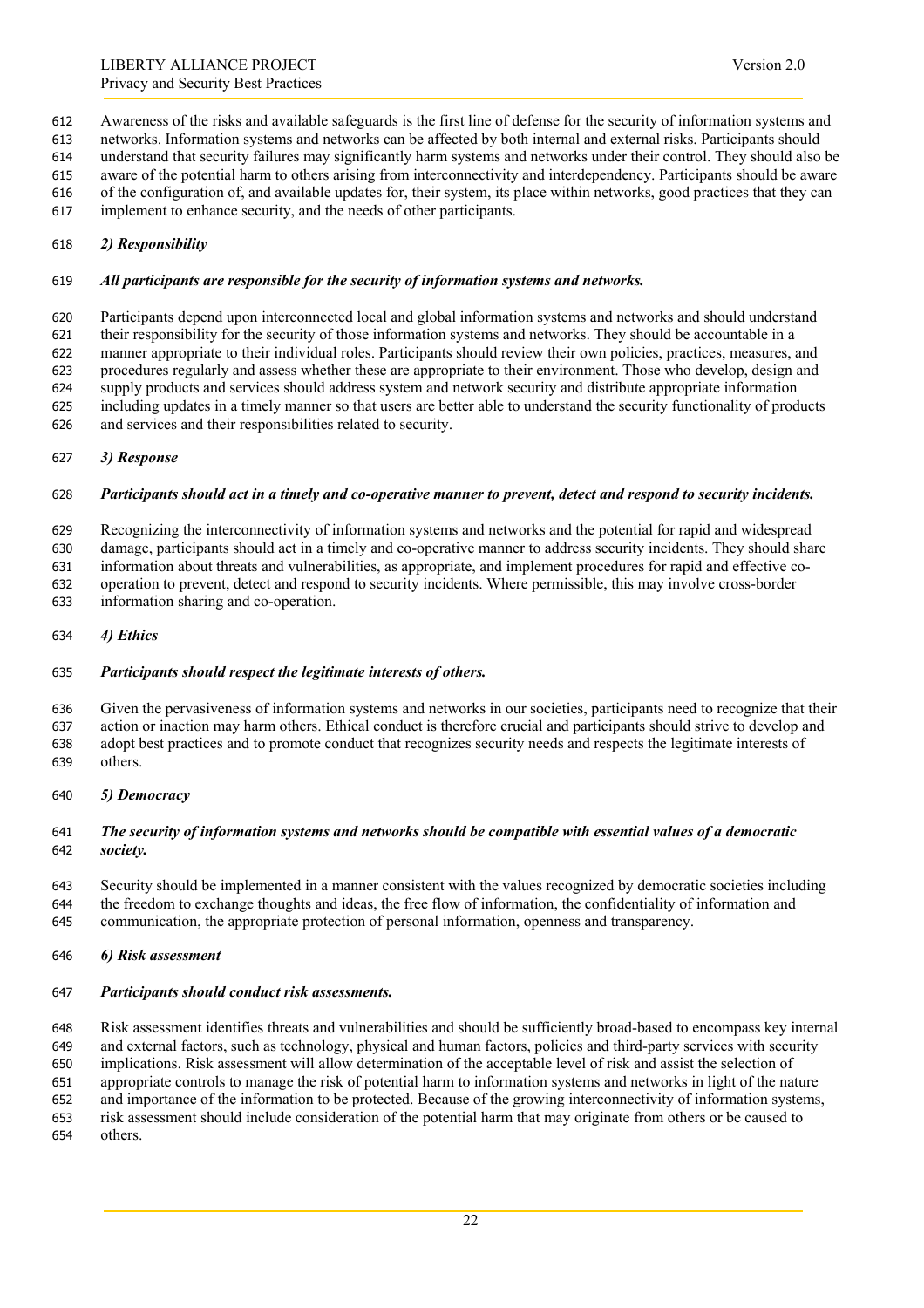Awareness of the risks and available safeguards is the first line of defense for the security of information systems and networks. Information systems and networks can be affected by both internal and external risks. Participants should understand that security failures may significantly harm systems and networks under their control. They should also be aware of the potential harm to others arising from interconnectivity and interdependency. Participants should be aware of the configuration of, and available updates for, their system, its place within networks, good practices that they can implement to enhance security, and the needs of other participants.

***2) Responsibility***

***All participants are responsible for the security of information systems and networks.***

Participants depend upon interconnected local and global information systems and networks and should understand their responsibility for the security of those information systems and networks. They should be accountable in a manner appropriate to their individual roles. Participants should review their own policies, practices, measures, and procedures regularly and assess whether these are appropriate to their environment. Those who develop, design and supply products and services should address system and network security and distribute appropriate information including updates in a timely manner so that users are better able to understand the security functionality of products and services and their responsibilities related to security.

***3) Response***

***Participants should act in a timely and co-operative manner to prevent, detect and respond to security incidents.***

Recognizing the interconnectivity of information systems and networks and the potential for rapid and widespread damage, participants should act in a timely and co-operative manner to address security incidents. They should share information about threats and vulnerabilities, as appropriate, and implement procedures for rapid and effective co-operation to prevent, detect and respond to security incidents. Where permissible, this may involve cross-border information sharing and co-operation.

***4) Ethics***

***Participants should respect the legitimate interests of others.***

Given the pervasiveness of information systems and networks in our societies, participants need to recognize that their action or inaction may harm others. Ethical conduct is therefore crucial and participants should strive to develop and adopt best practices and to promote conduct that recognizes security needs and respects the legitimate interests of others.

***5) Democracy***

***The security of information systems and networks should be compatible with essential values of a democratic society.***

Security should be implemented in a manner consistent with the values recognized by democratic societies including the freedom to exchange thoughts and ideas, the free flow of information, the confidentiality of information and communication, the appropriate protection of personal information, openness and transparency.

***6) Risk assessment***

***Participants should conduct risk assessments.***

Risk assessment identifies threats and vulnerabilities and should be sufficiently broad-based to encompass key internal and external factors, such as technology, physical and human factors, policies and third-party services with security implications. Risk assessment will allow determination of the acceptable level of risk and assist the selection of appropriate controls to manage the risk of potential harm to information systems and networks in light of the nature and importance of the information to be protected. Because of the growing interconnectivity of information systems, risk assessment should include consideration of the potential harm that may originate from others or be caused to others.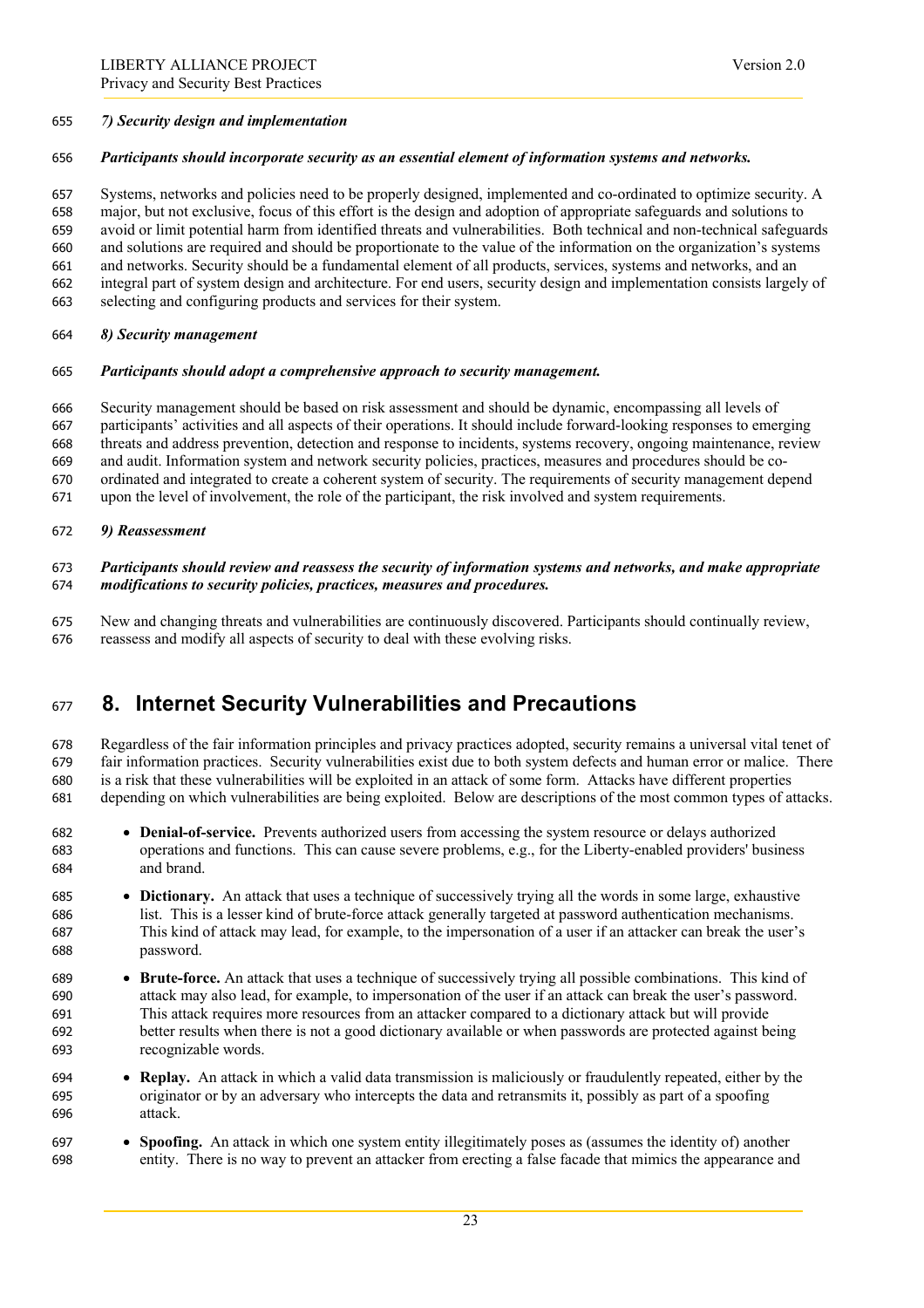*7) Security design and implementation*

***Participants should incorporate security as an essential element of information systems and networks.***

Systems, networks and policies need to be properly designed, implemented and co-ordinated to optimize security. A major, but not exclusive, focus of this effort is the design and adoption of appropriate safeguards and solutions to avoid or limit potential harm from identified threats and vulnerabilities. Both technical and non-technical safeguards and solutions are required and should be proportionate to the value of the information on the organization's systems and networks. Security should be a fundamental element of all products, services, systems and networks, and an integral part of system design and architecture. For end users, security design and implementation consists largely of selecting and configuring products and services for their system.

*8) Security management*

***Participants should adopt a comprehensive approach to security management.***

Security management should be based on risk assessment and should be dynamic, encompassing all levels of participants' activities and all aspects of their operations. It should include forward-looking responses to emerging threats and address prevention, detection and response to incidents, systems recovery, ongoing maintenance, review and audit. Information system and network security policies, practices, measures and procedures should be co-ordinated and integrated to create a coherent system of security. The requirements of security management depend upon the level of involvement, the role of the participant, the risk involved and system requirements.

*9) Reassessment*

***Participants should review and reassess the security of information systems and networks, and make appropriate modifications to security policies, practices, measures and procedures.***

New and changing threats and vulnerabilities are continuously discovered. Participants should continually review, reassess and modify all aspects of security to deal with these evolving risks.

# 8. Internet Security Vulnerabilities and Precautions

Regardless of the fair information principles and privacy practices adopted, security remains a universal vital tenet of fair information practices. Security vulnerabilities exist due to both system defects and human error or malice. There is a risk that these vulnerabilities will be exploited in an attack of some form. Attacks have different properties depending on which vulnerabilities are being exploited. Below are descriptions of the most common types of attacks.

- **Denial-of-service.** Prevents authorized users from accessing the system resource or delays authorized operations and functions. This can cause severe problems, e.g., for the Liberty-enabled providers' business and brand.
- **Dictionary.** An attack that uses a technique of successively trying all the words in some large, exhaustive list. This is a lesser kind of brute-force attack generally targeted at password authentication mechanisms. This kind of attack may lead, for example, to the impersonation of a user if an attacker can break the user's password.
- **Brute-force.** An attack that uses a technique of successively trying all possible combinations. This kind of attack may also lead, for example, to impersonation of the user if an attack can break the user's password. This attack requires more resources from an attacker compared to a dictionary attack but will provide better results when there is not a good dictionary available or when passwords are protected against being recognizable words.
- **Replay.** An attack in which a valid data transmission is maliciously or fraudulently repeated, either by the originator or by an adversary who intercepts the data and retransmits it, possibly as part of a spoofing attack.
- **Spoofing.** An attack in which one system entity illegitimately poses as (assumes the identity of) another entity. There is no way to prevent an attacker from erecting a false facade that mimics the appearance and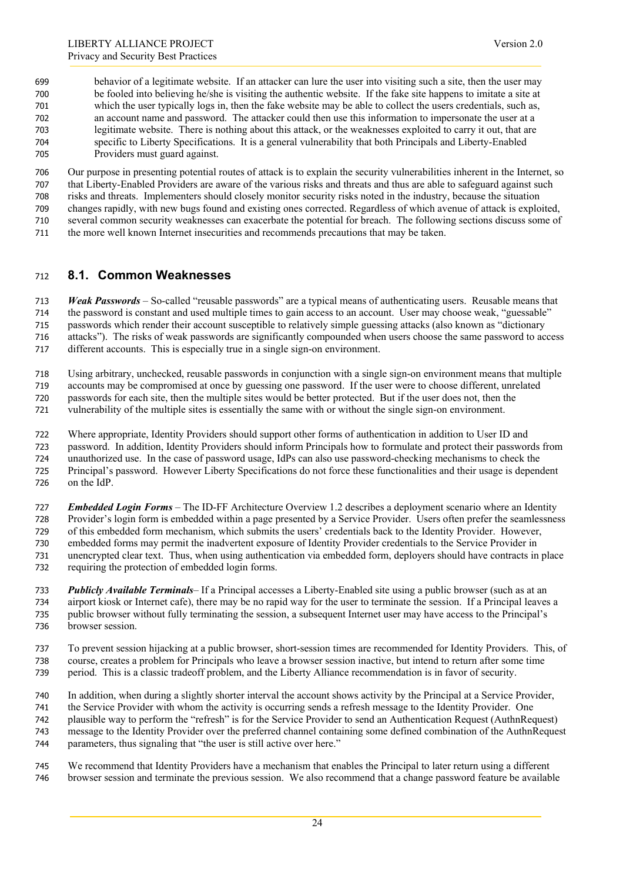behavior of a legitimate website. If an attacker can lure the user into visiting such a site, then the user may be fooled into believing he/she is visiting the authentic website. If the fake site happens to imitate a site at which the user typically logs in, then the fake website may be able to collect the users credentials, such as, an account name and password. The attacker could then use this information to impersonate the user at a legitimate website. There is nothing about this attack, or the weaknesses exploited to carry it out, that are specific to Liberty Specifications. It is a general vulnerability that both Principals and Liberty-Enabled Providers must guard against.

Our purpose in presenting potential routes of attack is to explain the security vulnerabilities inherent in the Internet, so that Liberty-Enabled Providers are aware of the various risks and threats and thus are able to safeguard against such risks and threats. Implementers should closely monitor security risks noted in the industry, because the situation changes rapidly, with new bugs found and existing ones corrected. Regardless of which avenue of attack is exploited, several common security weaknesses can exacerbate the potential for breach. The following sections discuss some of the more well known Internet insecurities and recommends precautions that may be taken.

## 8.1. Common Weaknesses

***Weak Passwords*** – So-called "reusable passwords" are a typical means of authenticating users. Reusable means that the password is constant and used multiple times to gain access to an account. User may choose weak, "guessable" passwords which render their account susceptible to relatively simple guessing attacks (also known as "dictionary attacks"). The risks of weak passwords are significantly compounded when users choose the same password to access different accounts. This is especially true in a single sign-on environment.

Using arbitrary, unchecked, reusable passwords in conjunction with a single sign-on environment means that multiple accounts may be compromised at once by guessing one password. If the user were to choose different, unrelated passwords for each site, then the multiple sites would be better protected. But if the user does not, then the vulnerability of the multiple sites is essentially the same with or without the single sign-on environment.

Where appropriate, Identity Providers should support other forms of authentication in addition to User ID and password. In addition, Identity Providers should inform Principals how to formulate and protect their passwords from unauthorized use. In the case of password usage, IdPs can also use password-checking mechanisms to check the Principal's password. However Liberty Specifications do not force these functionalities and their usage is dependent on the IdP.

***Embedded Login Forms*** – The ID-FF Architecture Overview 1.2 describes a deployment scenario where an Identity Provider's login form is embedded within a page presented by a Service Provider. Users often prefer the seamlessness of this embedded form mechanism, which submits the users' credentials back to the Identity Provider. However, embedded forms may permit the inadvertent exposure of Identity Provider credentials to the Service Provider in unencrypted clear text. Thus, when using authentication via embedded form, deployers should have contracts in place requiring the protection of embedded login forms.

***Publicly Available Terminals***– If a Principal accesses a Liberty-Enabled site using a public browser (such as at an airport kiosk or Internet cafe), there may be no rapid way for the user to terminate the session. If a Principal leaves a public browser without fully terminating the session, a subsequent Internet user may have access to the Principal's browser session.

To prevent session hijacking at a public browser, short-session times are recommended for Identity Providers. This, of course, creates a problem for Principals who leave a browser session inactive, but intend to return after some time period. This is a classic tradeoff problem, and the Liberty Alliance recommendation is in favor of security.

In addition, when during a slightly shorter interval the account shows activity by the Principal at a Service Provider, the Service Provider with whom the activity is occurring sends a refresh message to the Identity Provider. One plausible way to perform the "refresh" is for the Service Provider to send an Authentication Request (AuthnRequest) message to the Identity Provider over the preferred channel containing some defined combination of the AuthnRequest parameters, thus signaling that "the user is still active over here."

We recommend that Identity Providers have a mechanism that enables the Principal to later return using a different browser session and terminate the previous session. We also recommend that a change password feature be available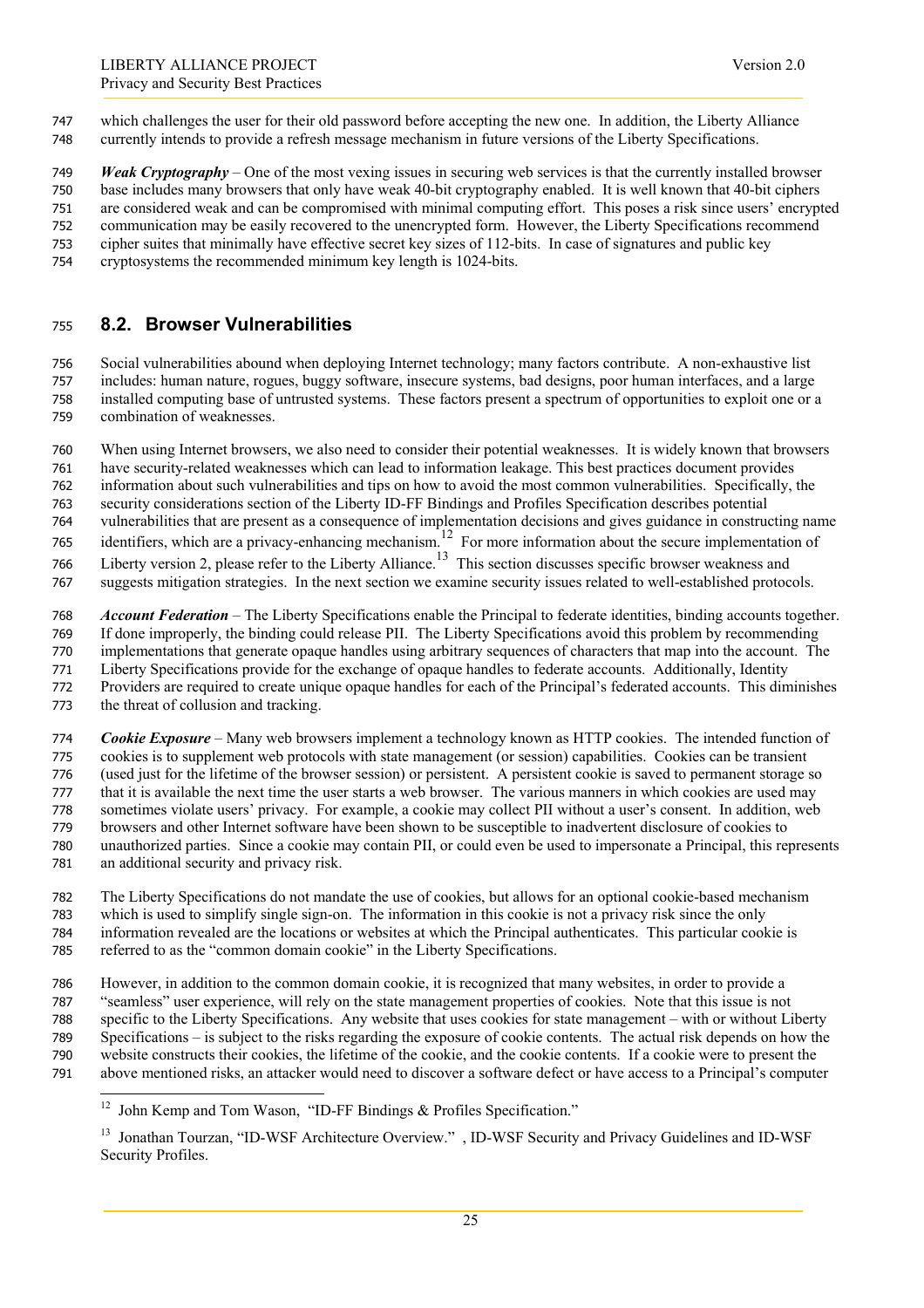which challenges the user for their old password before accepting the new one. In addition, the Liberty Alliance currently intends to provide a refresh message mechanism in future versions of the Liberty Specifications.

***Weak Cryptography*** – One of the most vexing issues in securing web services is that the currently installed browser base includes many browsers that only have weak 40-bit cryptography enabled. It is well known that 40-bit ciphers are considered weak and can be compromised with minimal computing effort. This poses a risk since users' encrypted communication may be easily recovered to the unencrypted form. However, the Liberty Specifications recommend cipher suites that minimally have effective secret key sizes of 112-bits. In case of signatures and public key cryptosystems the recommended minimum key length is 1024-bits.

## 8.2. Browser Vulnerabilities

Social vulnerabilities abound when deploying Internet technology; many factors contribute. A non-exhaustive list includes: human nature, rogues, buggy software, insecure systems, bad designs, poor human interfaces, and a large installed computing base of untrusted systems. These factors present a spectrum of opportunities to exploit one or a combination of weaknesses.

When using Internet browsers, we also need to consider their potential weaknesses. It is widely known that browsers have security-related weaknesses which can lead to information leakage. This best practices document provides information about such vulnerabilities and tips on how to avoid the most common vulnerabilities. Specifically, the security considerations section of the Liberty ID-FF Bindings and Profiles Specification describes potential vulnerabilities that are present as a consequence of implementation decisions and gives guidance in constructing name identifiers, which are a privacy-enhancing mechanism.[12] For more information about the secure implementation of Liberty version 2, please refer to the Liberty Alliance.[13] This section discusses specific browser weakness and suggests mitigation strategies. In the next section we examine security issues related to well-established protocols.

***Account Federation*** – The Liberty Specifications enable the Principal to federate identities, binding accounts together. If done improperly, the binding could release PII. The Liberty Specifications avoid this problem by recommending implementations that generate opaque handles using arbitrary sequences of characters that map into the account. The Liberty Specifications provide for the exchange of opaque handles to federate accounts. Additionally, Identity Providers are required to create unique opaque handles for each of the Principal's federated accounts. This diminishes the threat of collusion and tracking.

***Cookie Exposure*** – Many web browsers implement a technology known as HTTP cookies. The intended function of cookies is to supplement web protocols with state management (or session) capabilities. Cookies can be transient (used just for the lifetime of the browser session) or persistent. A persistent cookie is saved to permanent storage so that it is available the next time the user starts a web browser. The various manners in which cookies are used may sometimes violate users' privacy. For example, a cookie may collect PII without a user's consent. In addition, web browsers and other Internet software have been shown to be susceptible to inadvertent disclosure of cookies to unauthorized parties. Since a cookie may contain PII, or could even be used to impersonate a Principal, this represents an additional security and privacy risk.

The Liberty Specifications do not mandate the use of cookies, but allows for an optional cookie-based mechanism which is used to simplify single sign-on. The information in this cookie is not a privacy risk since the only information revealed are the locations or websites at which the Principal authenticates. This particular cookie is referred to as the "common domain cookie" in the Liberty Specifications.

However, in addition to the common domain cookie, it is recognized that many websites, in order to provide a "seamless" user experience, will rely on the state management properties of cookies. Note that this issue is not specific to the Liberty Specifications. Any website that uses cookies for state management – with or without Liberty Specifications – is subject to the risks regarding the exposure of cookie contents. The actual risk depends on how the website constructs their cookies, the lifetime of the cookie, and the cookie contents. If a cookie were to present the above mentioned risks, an attacker would need to discover a software defect or have access to a Principal's computer

---

[12] John Kemp and Tom Wason, "ID-FF Bindings & Profiles Specification."

[13] Jonathan Tourzan, "ID-WSF Architecture Overview." , ID-WSF Security and Privacy Guidelines and ID-WSF Security Profiles.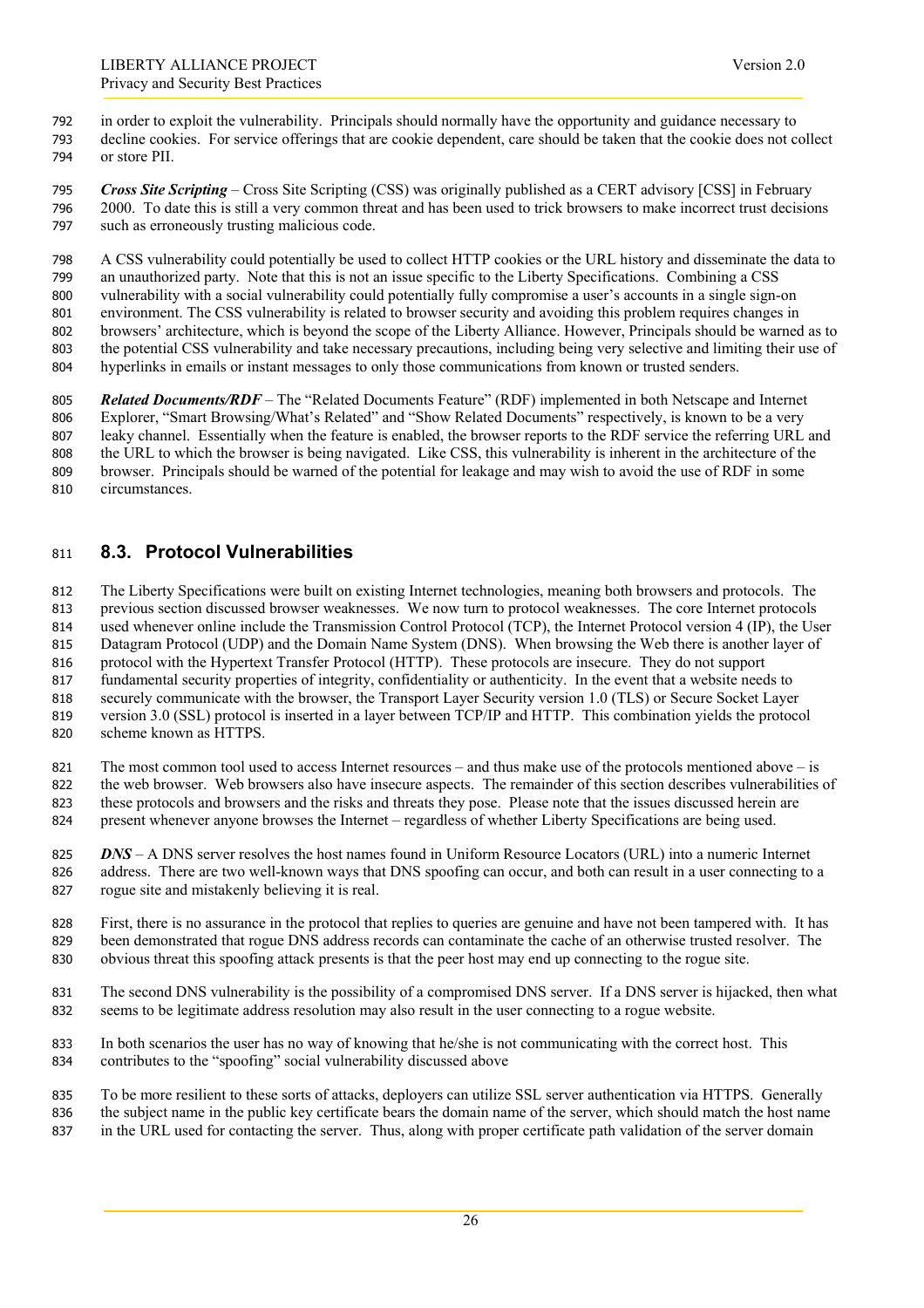in order to exploit the vulnerability. Principals should normally have the opportunity and guidance necessary to decline cookies. For service offerings that are cookie dependent, care should be taken that the cookie does not collect or store PII.

***Cross Site Scripting*** – Cross Site Scripting (CSS) was originally published as a CERT advisory [CSS] in February 2000. To date this is still a very common threat and has been used to trick browsers to make incorrect trust decisions such as erroneously trusting malicious code.

A CSS vulnerability could potentially be used to collect HTTP cookies or the URL history and disseminate the data to an unauthorized party. Note that this is not an issue specific to the Liberty Specifications. Combining a CSS vulnerability with a social vulnerability could potentially fully compromise a user's accounts in a single sign-on environment. The CSS vulnerability is related to browser security and avoiding this problem requires changes in browsers' architecture, which is beyond the scope of the Liberty Alliance. However, Principals should be warned as to the potential CSS vulnerability and take necessary precautions, including being very selective and limiting their use of hyperlinks in emails or instant messages to only those communications from known or trusted senders.

***Related Documents/RDF*** – The "Related Documents Feature" (RDF) implemented in both Netscape and Internet Explorer, "Smart Browsing/What's Related" and "Show Related Documents" respectively, is known to be a very leaky channel. Essentially when the feature is enabled, the browser reports to the RDF service the referring URL and the URL to which the browser is being navigated. Like CSS, this vulnerability is inherent in the architecture of the browser. Principals should be warned of the potential for leakage and may wish to avoid the use of RDF in some circumstances.

## 8.3. Protocol Vulnerabilities

The Liberty Specifications were built on existing Internet technologies, meaning both browsers and protocols. The previous section discussed browser weaknesses. We now turn to protocol weaknesses. The core Internet protocols used whenever online include the Transmission Control Protocol (TCP), the Internet Protocol version 4 (IP), the User Datagram Protocol (UDP) and the Domain Name System (DNS). When browsing the Web there is another layer of protocol with the Hypertext Transfer Protocol (HTTP). These protocols are insecure. They do not support fundamental security properties of integrity, confidentiality or authenticity. In the event that a website needs to securely communicate with the browser, the Transport Layer Security version 1.0 (TLS) or Secure Socket Layer version 3.0 (SSL) protocol is inserted in a layer between TCP/IP and HTTP. This combination yields the protocol scheme known as HTTPS.

The most common tool used to access Internet resources – and thus make use of the protocols mentioned above – is the web browser. Web browsers also have insecure aspects. The remainder of this section describes vulnerabilities of these protocols and browsers and the risks and threats they pose. Please note that the issues discussed herein are present whenever anyone browses the Internet – regardless of whether Liberty Specifications are being used.

***DNS*** – A DNS server resolves the host names found in Uniform Resource Locators (URL) into a numeric Internet address. There are two well-known ways that DNS spoofing can occur, and both can result in a user connecting to a rogue site and mistakenly believing it is real.

First, there is no assurance in the protocol that replies to queries are genuine and have not been tampered with. It has been demonstrated that rogue DNS address records can contaminate the cache of an otherwise trusted resolver. The obvious threat this spoofing attack presents is that the peer host may end up connecting to the rogue site.

The second DNS vulnerability is the possibility of a compromised DNS server. If a DNS server is hijacked, then what seems to be legitimate address resolution may also result in the user connecting to a rogue website.

In both scenarios the user has no way of knowing that he/she is not communicating with the correct host. This contributes to the "spoofing" social vulnerability discussed above

To be more resilient to these sorts of attacks, deployers can utilize SSL server authentication via HTTPS. Generally the subject name in the public key certificate bears the domain name of the server, which should match the host name in the URL used for contacting the server. Thus, along with proper certificate path validation of the server domain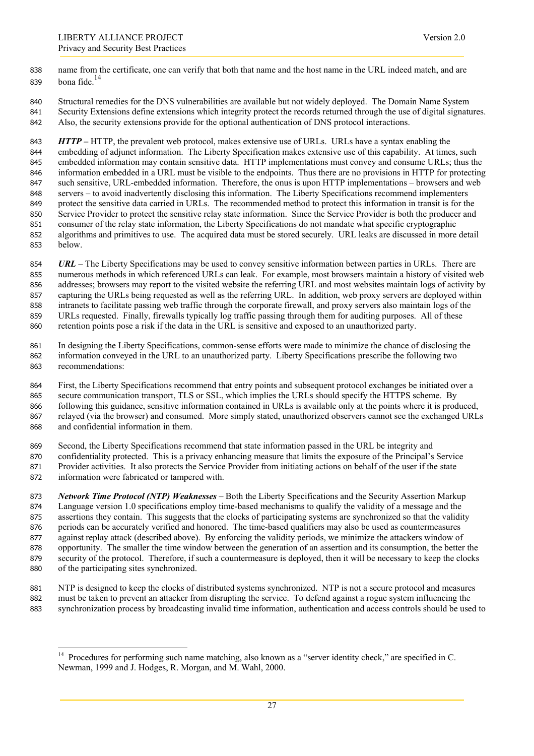name from the certificate, one can verify that both that name and the host name in the URL indeed match, and are bona fide.[14]

Structural remedies for the DNS vulnerabilities are available but not widely deployed. The Domain Name System Security Extensions define extensions which integrity protect the records returned through the use of digital signatures. Also, the security extensions provide for the optional authentication of DNS protocol interactions.

***HTTP –*** HTTP, the prevalent web protocol, makes extensive use of URLs. URLs have a syntax enabling the embedding of adjunct information. The Liberty Specification makes extensive use of this capability. At times, such embedded information may contain sensitive data. HTTP implementations must convey and consume URLs; thus the information embedded in a URL must be visible to the endpoints. Thus there are no provisions in HTTP for protecting such sensitive, URL-embedded information. Therefore, the onus is upon HTTP implementations – browsers and web servers – to avoid inadvertently disclosing this information. The Liberty Specifications recommend implementers protect the sensitive data carried in URLs. The recommended method to protect this information in transit is for the Service Provider to protect the sensitive relay state information. Since the Service Provider is both the producer and consumer of the relay state information, the Liberty Specifications do not mandate what specific cryptographic algorithms and primitives to use. The acquired data must be stored securely. URL leaks are discussed in more detail below.

***URL*** – The Liberty Specifications may be used to convey sensitive information between parties in URLs. There are numerous methods in which referenced URLs can leak. For example, most browsers maintain a history of visited web addresses; browsers may report to the visited website the referring URL and most websites maintain logs of activity by capturing the URLs being requested as well as the referring URL. In addition, web proxy servers are deployed within intranets to facilitate passing web traffic through the corporate firewall, and proxy servers also maintain logs of the URLs requested. Finally, firewalls typically log traffic passing through them for auditing purposes. All of these retention points pose a risk if the data in the URL is sensitive and exposed to an unauthorized party.

In designing the Liberty Specifications, common-sense efforts were made to minimize the chance of disclosing the information conveyed in the URL to an unauthorized party. Liberty Specifications prescribe the following two recommendations:

First, the Liberty Specifications recommend that entry points and subsequent protocol exchanges be initiated over a secure communication transport, TLS or SSL, which implies the URLs should specify the HTTPS scheme. By following this guidance, sensitive information contained in URLs is available only at the points where it is produced, relayed (via the browser) and consumed. More simply stated, unauthorized observers cannot see the exchanged URLs and confidential information in them.

Second, the Liberty Specifications recommend that state information passed in the URL be integrity and confidentiality protected. This is a privacy enhancing measure that limits the exposure of the Principal's Service Provider activities. It also protects the Service Provider from initiating actions on behalf of the user if the state information were fabricated or tampered with.

***Network Time Protocol (NTP) Weaknesses*** – Both the Liberty Specifications and the Security Assertion Markup Language version 1.0 specifications employ time-based mechanisms to qualify the validity of a message and the assertions they contain. This suggests that the clocks of participating systems are synchronized so that the validity periods can be accurately verified and honored. The time-based qualifiers may also be used as countermeasures against replay attack (described above). By enforcing the validity periods, we minimize the attackers window of opportunity. The smaller the time window between the generation of an assertion and its consumption, the better the security of the protocol. Therefore, if such a countermeasure is deployed, then it will be necessary to keep the clocks of the participating sites synchronized.

NTP is designed to keep the clocks of distributed systems synchronized. NTP is not a secure protocol and measures must be taken to prevent an attacker from disrupting the service. To defend against a rogue system influencing the synchronization process by broadcasting invalid time information, authentication and access controls should be used to

---

[14] Procedures for performing such name matching, also known as a "server identity check," are specified in C. Newman, 1999 and J. Hodges, R. Morgan, and M. Wahl, 2000.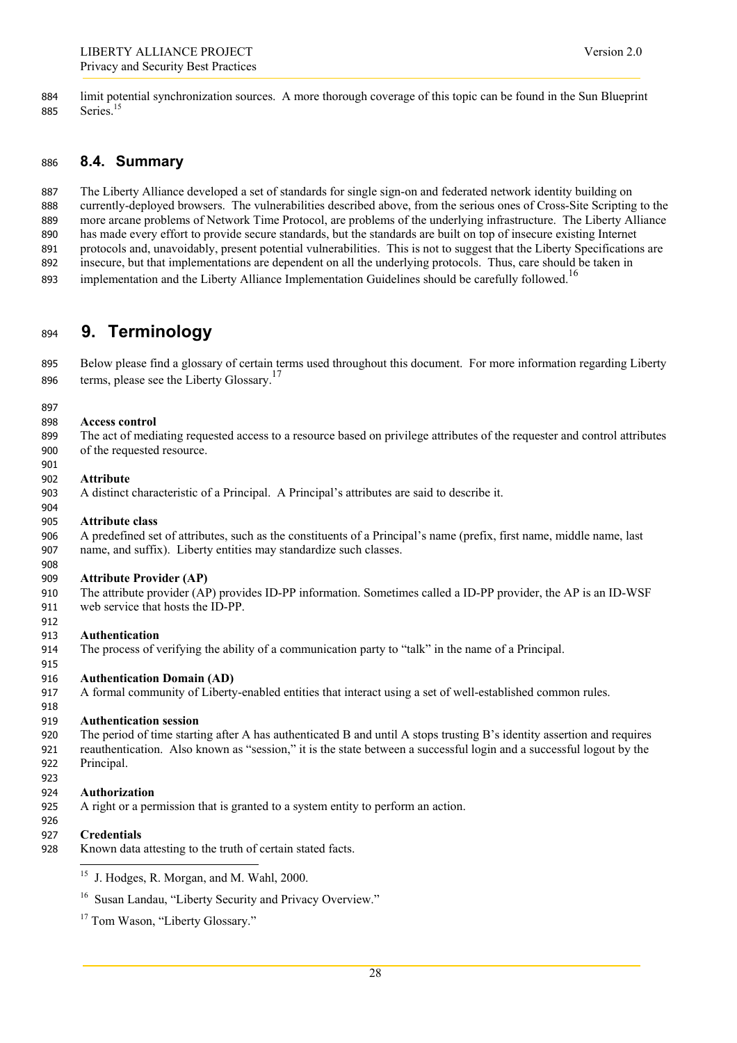limit potential synchronization sources. A more thorough coverage of this topic can be found in the Sun Blueprint Series.[15]

## 8.4. Summary

The Liberty Alliance developed a set of standards for single sign-on and federated network identity building on currently-deployed browsers. The vulnerabilities described above, from the serious ones of Cross-Site Scripting to the more arcane problems of Network Time Protocol, are problems of the underlying infrastructure. The Liberty Alliance has made every effort to provide secure standards, but the standards are built on top of insecure existing Internet protocols and, unavoidably, present potential vulnerabilities. This is not to suggest that the Liberty Specifications are insecure, but that implementations are dependent on all the underlying protocols. Thus, care should be taken in implementation and the Liberty Alliance Implementation Guidelines should be carefully followed.[16]

# 9. Terminology

Below please find a glossary of certain terms used throughout this document. For more information regarding Liberty terms, please see the Liberty Glossary.[17]

**Access control**
The act of mediating requested access to a resource based on privilege attributes of the requester and control attributes of the requested resource.

**Attribute**
A distinct characteristic of a Principal. A Principal's attributes are said to describe it.

**Attribute class**
A predefined set of attributes, such as the constituents of a Principal's name (prefix, first name, middle name, last name, and suffix). Liberty entities may standardize such classes.

**Attribute Provider (AP)**
The attribute provider (AP) provides ID-PP information. Sometimes called a ID-PP provider, the AP is an ID-WSF web service that hosts the ID-PP.

**Authentication**
The process of verifying the ability of a communication party to "talk" in the name of a Principal.

**Authentication Domain (AD)**
A formal community of Liberty-enabled entities that interact using a set of well-established common rules.

**Authentication session**
The period of time starting after A has authenticated B and until A stops trusting B's identity assertion and requires reauthentication. Also known as "session," it is the state between a successful login and a successful logout by the Principal.

**Authorization**
A right or a permission that is granted to a system entity to perform an action.

**Credentials**
Known data attesting to the truth of certain stated facts.

---

[15] J. Hodges, R. Morgan, and M. Wahl, 2000.

[16] Susan Landau, "Liberty Security and Privacy Overview."

[17] Tom Wason, "Liberty Glossary."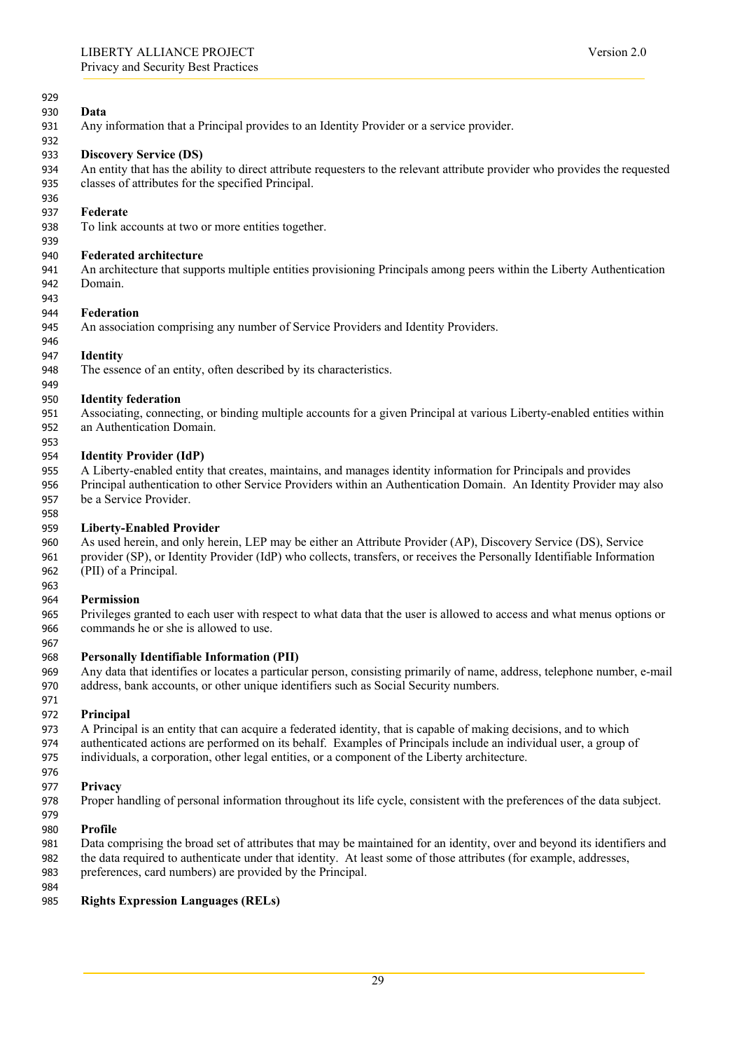**Data**

Any information that a Principal provides to an Identity Provider or a service provider.

**Discovery Service (DS)**

An entity that has the ability to direct attribute requesters to the relevant attribute provider who provides the requested classes of attributes for the specified Principal.

**Federate**

To link accounts at two or more entities together.

**Federated architecture**

An architecture that supports multiple entities provisioning Principals among peers within the Liberty Authentication Domain.

**Federation**

An association comprising any number of Service Providers and Identity Providers.

**Identity**

The essence of an entity, often described by its characteristics.

**Identity federation**

Associating, connecting, or binding multiple accounts for a given Principal at various Liberty-enabled entities within an Authentication Domain.

**Identity Provider (IdP)**

A Liberty-enabled entity that creates, maintains, and manages identity information for Principals and provides Principal authentication to other Service Providers within an Authentication Domain. An Identity Provider may also be a Service Provider.

**Liberty-Enabled Provider**

As used herein, and only herein, LEP may be either an Attribute Provider (AP), Discovery Service (DS), Service provider (SP), or Identity Provider (IdP) who collects, transfers, or receives the Personally Identifiable Information (PII) of a Principal.

**Permission**

Privileges granted to each user with respect to what data that the user is allowed to access and what menus options or commands he or she is allowed to use.

**Personally Identifiable Information (PII)**

Any data that identifies or locates a particular person, consisting primarily of name, address, telephone number, e-mail address, bank accounts, or other unique identifiers such as Social Security numbers.

**Principal**

A Principal is an entity that can acquire a federated identity, that is capable of making decisions, and to which authenticated actions are performed on its behalf. Examples of Principals include an individual user, a group of individuals, a corporation, other legal entities, or a component of the Liberty architecture.

**Privacy**

Proper handling of personal information throughout its life cycle, consistent with the preferences of the data subject.

**Profile**

Data comprising the broad set of attributes that may be maintained for an identity, over and beyond its identifiers and the data required to authenticate under that identity. At least some of those attributes (for example, addresses, preferences, card numbers) are provided by the Principal.

**Rights Expression Languages (RELs)**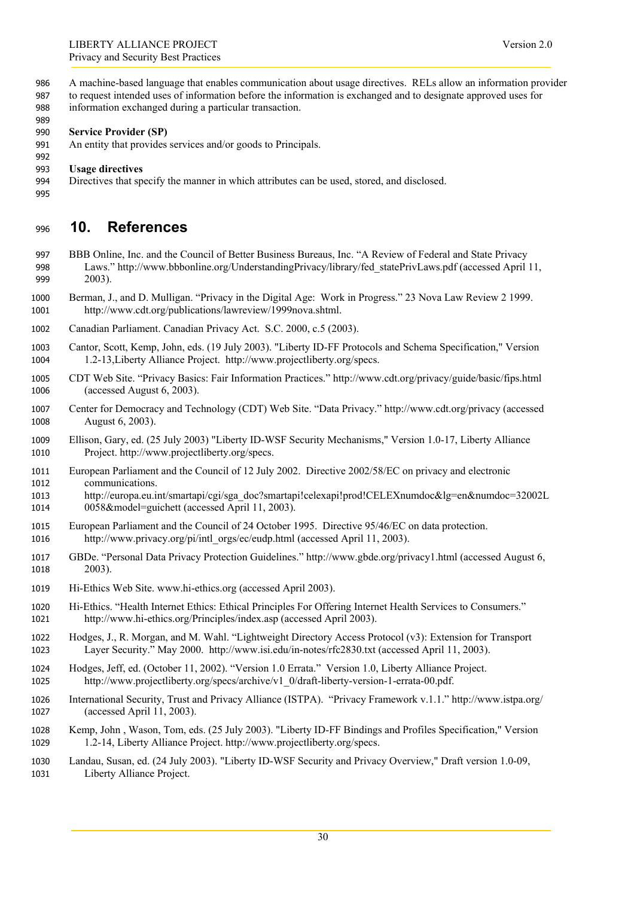A machine-based language that enables communication about usage directives. RELs allow an information provider to request intended uses of information before the information is exchanged and to designate approved uses for information exchanged during a particular transaction.

**Service Provider (SP)**
An entity that provides services and/or goods to Principals.

**Usage directives**
Directives that specify the manner in which attributes can be used, stored, and disclosed.

# 10. References

BBB Online, Inc. and the Council of Better Business Bureaus, Inc. "A Review of Federal and State Privacy Laws." http://www.bbbonline.org/UnderstandingPrivacy/library/fed_statePrivLaws.pdf (accessed April 11, 2003).

Berman, J., and D. Mulligan. "Privacy in the Digital Age: Work in Progress." 23 Nova Law Review 2 1999. http://www.cdt.org/publications/lawreview/1999nova.shtml.

Canadian Parliament. Canadian Privacy Act. S.C. 2000, c.5 (2003).

Cantor, Scott, Kemp, John, eds. (19 July 2003). "Liberty ID-FF Protocols and Schema Specification," Version 1.2-13,Liberty Alliance Project. http://www.projectliberty.org/specs.

CDT Web Site. "Privacy Basics: Fair Information Practices." http://www.cdt.org/privacy/guide/basic/fips.html (accessed August 6, 2003).

Center for Democracy and Technology (CDT) Web Site. "Data Privacy." http://www.cdt.org/privacy (accessed August 6, 2003).

Ellison, Gary, ed. (25 July 2003) "Liberty ID-WSF Security Mechanisms," Version 1.0-17, Liberty Alliance Project. http://www.projectliberty.org/specs.

European Parliament and the Council of 12 July 2002. Directive 2002/58/EC on privacy and electronic communications. http://europa.eu.int/smartapi/cgi/sga_doc?smartapi!celexapi!prod!CELEXnumdoc&lg=en&numdoc=32002L0058&model=guichett (accessed April 11, 2003).

European Parliament and the Council of 24 October 1995. Directive 95/46/EC on data protection. http://www.privacy.org/pi/intl_orgs/ec/eudp.html (accessed April 11, 2003).

GBDe. "Personal Data Privacy Protection Guidelines." http://www.gbde.org/privacy1.html (accessed August 6, 2003).

Hi-Ethics Web Site. www.hi-ethics.org (accessed April 2003).

Hi-Ethics. "Health Internet Ethics: Ethical Principles For Offering Internet Health Services to Consumers." http://www.hi-ethics.org/Principles/index.asp (accessed April 2003).

Hodges, J., R. Morgan, and M. Wahl. "Lightweight Directory Access Protocol (v3): Extension for Transport Layer Security." May 2000. http://www.isi.edu/in-notes/rfc2830.txt (accessed April 11, 2003).

Hodges, Jeff, ed. (October 11, 2002). "Version 1.0 Errata." Version 1.0, Liberty Alliance Project. http://www.projectliberty.org/specs/archive/v1_0/draft-liberty-version-1-errata-00.pdf.

International Security, Trust and Privacy Alliance (ISTPA). "Privacy Framework v.1.1." http://www.istpa.org/ (accessed April 11, 2003).

Kemp, John , Wason, Tom, eds. (25 July 2003). "Liberty ID-FF Bindings and Profiles Specification," Version 1.2-14, Liberty Alliance Project. http://www.projectliberty.org/specs.

Landau, Susan, ed. (24 July 2003). "Liberty ID-WSF Security and Privacy Overview," Draft version 1.0-09, Liberty Alliance Project.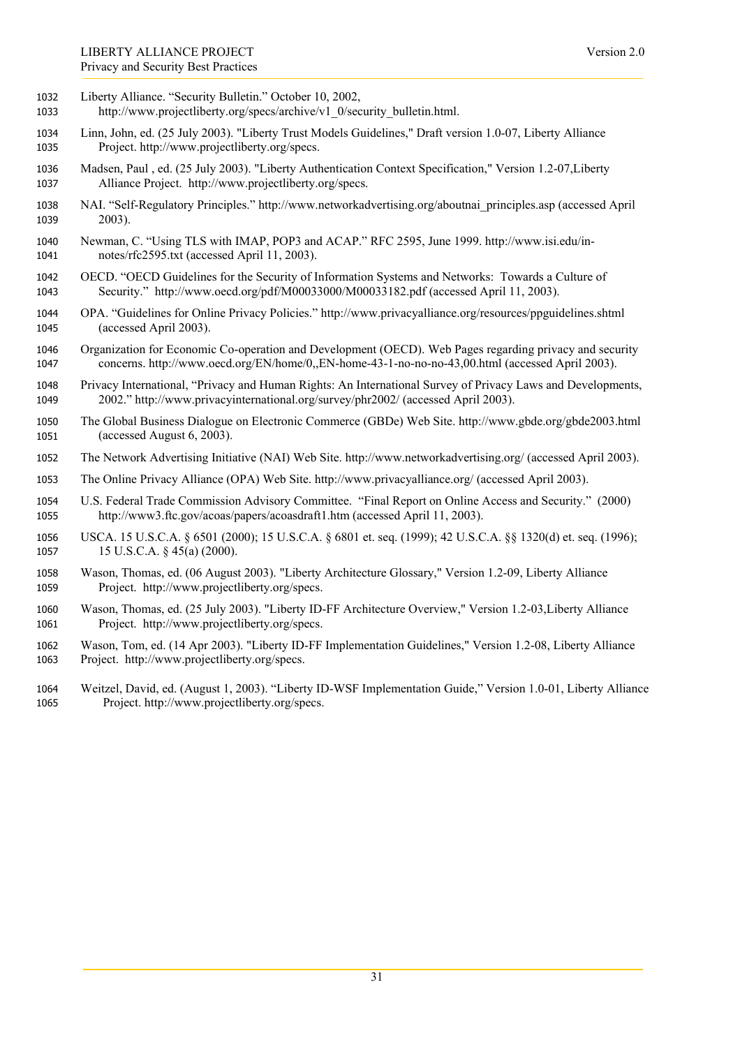Liberty Alliance. "Security Bulletin." October 10, 2002, http://www.projectliberty.org/specs/archive/v1_0/security_bulletin.html.

Linn, John, ed. (25 July 2003). "Liberty Trust Models Guidelines," Draft version 1.0-07, Liberty Alliance Project. http://www.projectliberty.org/specs.

Madsen, Paul , ed. (25 July 2003). "Liberty Authentication Context Specification," Version 1.2-07,Liberty Alliance Project. http://www.projectliberty.org/specs.

NAI. "Self-Regulatory Principles." http://www.networkadvertising.org/aboutnai_principles.asp (accessed April 2003).

Newman, C. "Using TLS with IMAP, POP3 and ACAP." RFC 2595, June 1999. http://www.isi.edu/in-notes/rfc2595.txt (accessed April 11, 2003).

OECD. "OECD Guidelines for the Security of Information Systems and Networks: Towards a Culture of Security." http://www.oecd.org/pdf/M00033000/M00033182.pdf (accessed April 11, 2003).

OPA. "Guidelines for Online Privacy Policies." http://www.privacyalliance.org/resources/ppguidelines.shtml (accessed April 2003).

Organization for Economic Co-operation and Development (OECD). Web Pages regarding privacy and security concerns. http://www.oecd.org/EN/home/0,,EN-home-43-1-no-no-no-43,00.html (accessed April 2003).

Privacy International, "Privacy and Human Rights: An International Survey of Privacy Laws and Developments, 2002." http://www.privacyinternational.org/survey/phr2002/ (accessed April 2003).

The Global Business Dialogue on Electronic Commerce (GBDe) Web Site. http://www.gbde.org/gbde2003.html (accessed August 6, 2003).

The Network Advertising Initiative (NAI) Web Site. http://www.networkadvertising.org/ (accessed April 2003).

The Online Privacy Alliance (OPA) Web Site. http://www.privacyalliance.org/ (accessed April 2003).

U.S. Federal Trade Commission Advisory Committee. "Final Report on Online Access and Security." (2000) http://www3.ftc.gov/acoas/papers/acoasdraft1.htm (accessed April 11, 2003).

USCA. 15 U.S.C.A. § 6501 (2000); 15 U.S.C.A. § 6801 et. seq. (1999); 42 U.S.C.A. §§ 1320(d) et. seq. (1996); 15 U.S.C.A. § 45(a) (2000).

Wason, Thomas, ed. (06 August 2003). "Liberty Architecture Glossary," Version 1.2-09, Liberty Alliance Project. http://www.projectliberty.org/specs.

Wason, Thomas, ed. (25 July 2003). "Liberty ID-FF Architecture Overview," Version 1.2-03,Liberty Alliance Project. http://www.projectliberty.org/specs.

Wason, Tom, ed. (14 Apr 2003). "Liberty ID-FF Implementation Guidelines," Version 1.2-08, Liberty Alliance Project. http://www.projectliberty.org/specs.

Weitzel, David, ed. (August 1, 2003). "Liberty ID-WSF Implementation Guide," Version 1.0-01, Liberty Alliance Project. http://www.projectliberty.org/specs.